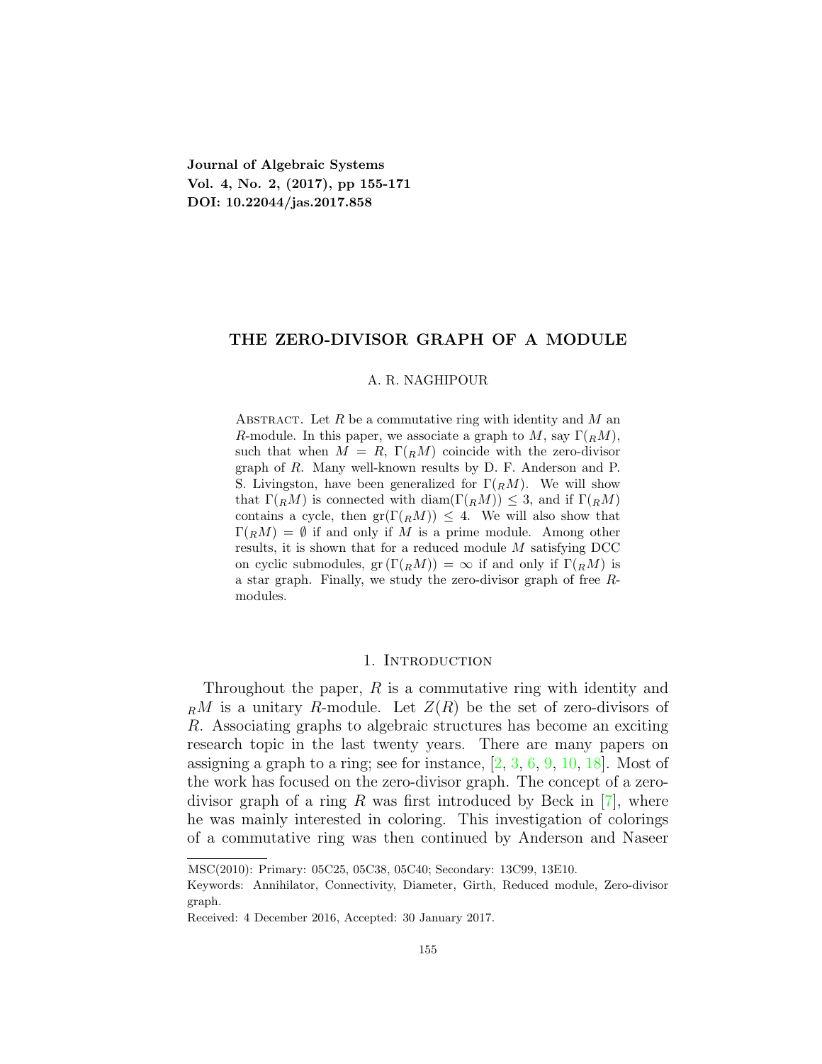**Journal of Algebraic Systems**
**Vol. 4, No. 2, (2017), pp 155-171**
**DOI: 10.22044/jas.2017.858**

# THE ZERO-DIVISOR GRAPH OF A MODULE

A. R. NAGHIPOUR

Abstract. Let $R$ be a commutative ring with identity and $M$ an $R$-module. In this paper, we associate a graph to $M$, say $\Gamma({}_RM)$, such that when $M = R$, $\Gamma({}_RM)$ coincide with the zero-divisor graph of $R$. Many well-known results by D. F. Anderson and P. S. Livingston, have been generalized for $\Gamma({}_RM)$. We will show that $\Gamma({}_RM)$ is connected with $\mathrm{diam}(\Gamma({}_RM)) \leq 3$, and if $\Gamma({}_RM)$ contains a cycle, then $\mathrm{gr}(\Gamma({}_RM)) \leq 4$. We will also show that $\Gamma({}_RM) = \emptyset$ if and only if $M$ is a prime module. Among other results, it is shown that for a reduced module $M$ satisfying DCC on cyclic submodules, $\mathrm{gr}(\Gamma({}_RM)) = \infty$ if and only if $\Gamma({}_RM)$ is a star graph. Finally, we study the zero-divisor graph of free $R$-modules.

## 1. Introduction

Throughout the paper, $R$ is a commutative ring with identity and ${}_RM$ is a unitary $R$-module. Let $Z(R)$ be the set of zero-divisors of $R$. Associating graphs to algebraic structures has become an exciting research topic in the last twenty years. There are many papers on assigning a graph to a ring; see for instance, [2, 3, 6, 9, 10, 18]. Most of the work has focused on the zero-divisor graph. The concept of a zero-divisor graph of a ring $R$ was first introduced by Beck in [7], where he was mainly interested in coloring. This investigation of colorings of a commutative ring was then continued by Anderson and Naseer

---

MSC(2010): Primary: 05C25, 05C38, 05C40; Secondary: 13C99, 13E10.

Keywords: Annihilator, Connectivity, Diameter, Girth, Reduced module, Zero-divisor graph.

Received: 4 December 2016, Accepted: 30 January 2017.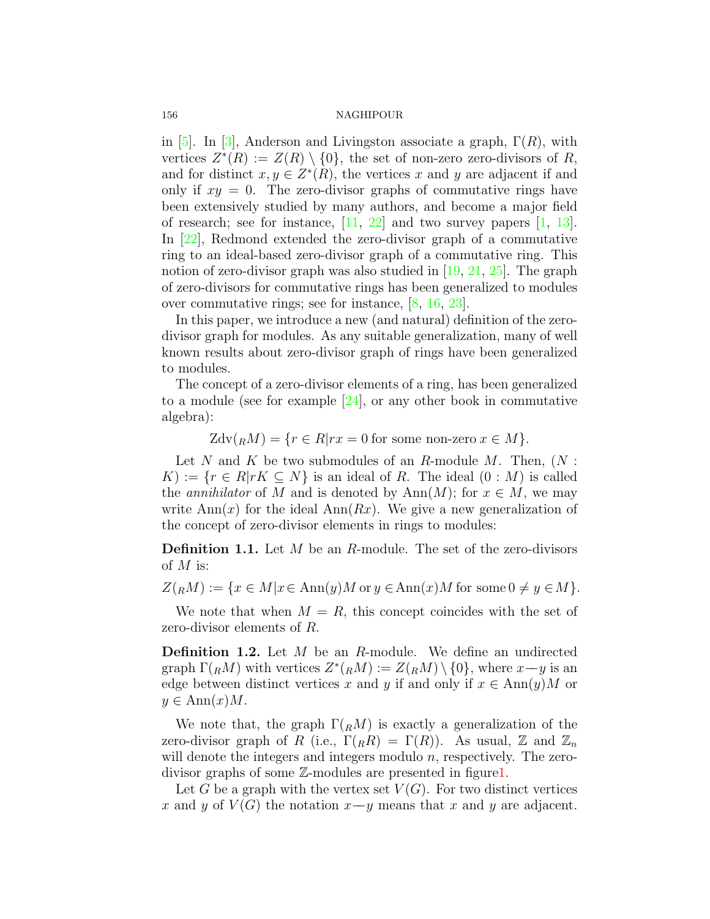in [5]. In [3], Anderson and Livingston associate a graph, $\Gamma(R)$, with vertices $Z^*(R) := Z(R) \setminus \{0\}$, the set of non-zero zero-divisors of $R$, and for distinct $x, y \in Z^*(R)$, the vertices $x$ and $y$ are adjacent if and only if $xy = 0$. The zero-divisor graphs of commutative rings have been extensively studied by many authors, and become a major field of research; see for instance, [11, 22] and two survey papers [1, 13]. In [22], Redmond extended the zero-divisor graph of a commutative ring to an ideal-based zero-divisor graph of a commutative ring. This notion of zero-divisor graph was also studied in [19, 21, 25]. The graph of zero-divisors for commutative rings has been generalized to modules over commutative rings; see for instance, [8, 16, 23].

In this paper, we introduce a new (and natural) definition of the zero-divisor graph for modules. As any suitable generalization, many of well known results about zero-divisor graph of rings have been generalized to modules.

The concept of a zero-divisor elements of a ring, has been generalized to a module (see for example [24], or any other book in commutative algebra):

$$\mathrm{Zdv}({}_RM) = \{r \in R | rx = 0 \text{ for some non-zero } x \in M\}.$$

Let $N$ and $K$ be two submodules of an $R$-module $M$. Then, $(N : K) := \{r \in R | rK \subseteq N\}$ is an ideal of $R$. The ideal $(0 : M)$ is called the *annihilator* of $M$ and is denoted by $\mathrm{Ann}(M)$; for $x \in M$, we may write $\mathrm{Ann}(x)$ for the ideal $\mathrm{Ann}(Rx)$. We give a new generalization of the concept of zero-divisor elements in rings to modules:

**Definition 1.1.** Let $M$ be an $R$-module. The set of the zero-divisors of $M$ is:

$$Z({}_RM) := \{x \in M | x \in \mathrm{Ann}(y)M \text{ or } y \in \mathrm{Ann}(x)M \text{ for some } 0 \neq y \in M\}.$$

We note that when $M = R$, this concept coincides with the set of zero-divisor elements of $R$.

**Definition 1.2.** Let $M$ be an $R$-module. We define an undirected graph $\Gamma({}_RM)$ with vertices $Z^*({}_RM) := Z({}_RM) \setminus \{0\}$, where $x$—$y$ is an edge between distinct vertices $x$ and $y$ if and only if $x \in \mathrm{Ann}(y)M$ or $y \in \mathrm{Ann}(x)M$.

We note that, the graph $\Gamma({}_RM)$ is exactly a generalization of the zero-divisor graph of $R$ (i.e., $\Gamma({}_RR) = \Gamma(R)$). As usual, $\mathbb{Z}$ and $\mathbb{Z}_n$ will denote the integers and integers modulo $n$, respectively. The zero-divisor graphs of some $\mathbb{Z}$-modules are presented in figure1.

Let $G$ be a graph with the vertex set $V(G)$. For two distinct vertices $x$ and $y$ of $V(G)$ the notation $x$—$y$ means that $x$ and $y$ are adjacent.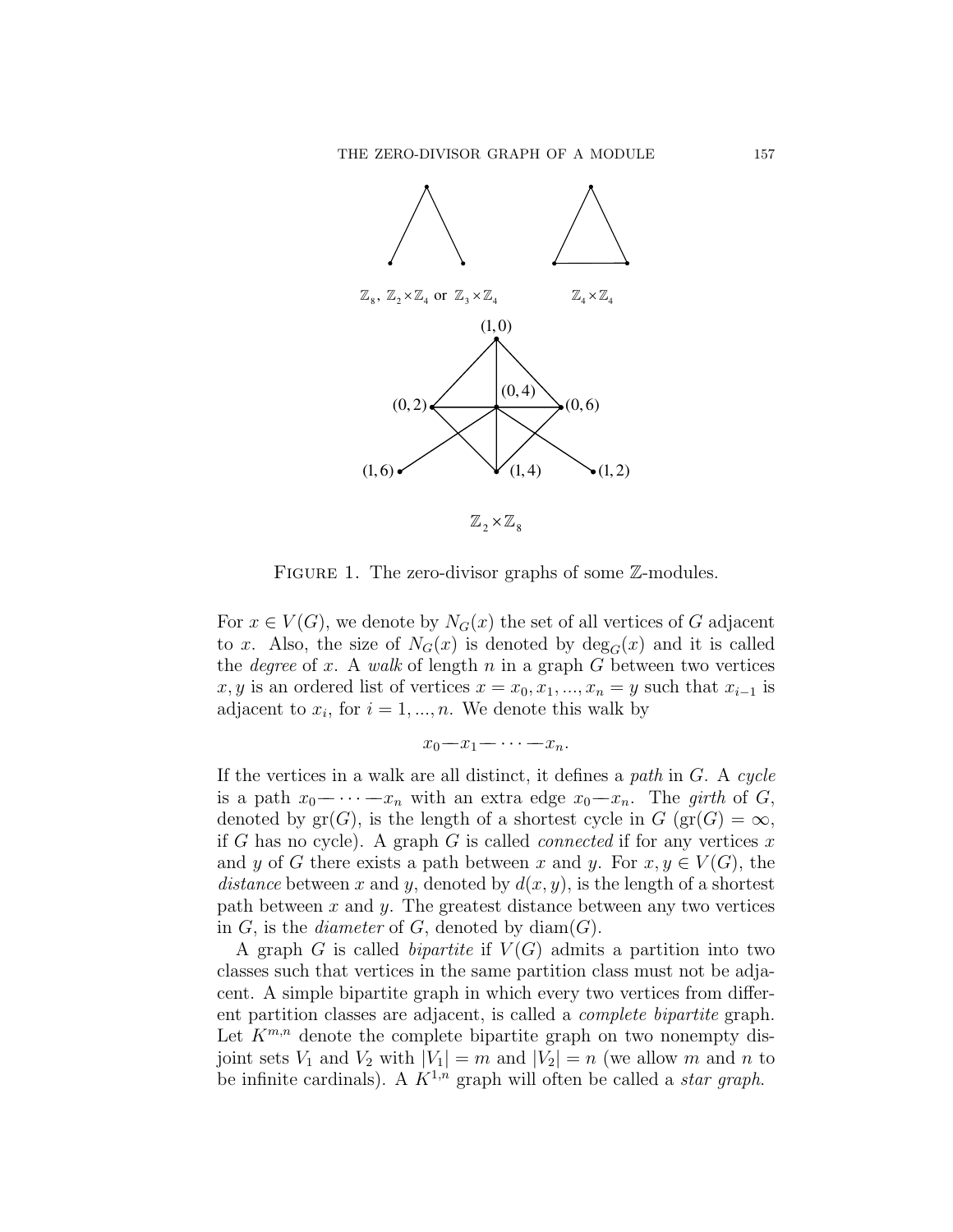$\mathbb{Z}_8$, $\mathbb{Z}_2 \times \mathbb{Z}_4$ or $\mathbb{Z}_3 \times \mathbb{Z}_4$ $\qquad$ $\mathbb{Z}_4 \times \mathbb{Z}_4$

$\mathbb{Z}_2 \times \mathbb{Z}_8$

FIGURE 1. The zero-divisor graphs of some $\mathbb{Z}$-modules.

For $x \in V(G)$, we denote by $N_G(x)$ the set of all vertices of $G$ adjacent to $x$. Also, the size of $N_G(x)$ is denoted by $\deg_G(x)$ and it is called the *degree* of $x$. A *walk* of length $n$ in a graph $G$ between two vertices $x, y$ is an ordered list of vertices $x = x_0, x_1, ..., x_n = y$ such that $x_{i-1}$ is adjacent to $x_i$, for $i = 1, ..., n$. We denote this walk by

$$x_0 \text{—} x_1 \text{—} \cdots \text{—} x_n.$$

If the vertices in a walk are all distinct, it defines a *path* in $G$. A *cycle* is a path $x_0 \text{—} \cdots \text{—} x_n$ with an extra edge $x_0 \text{—} x_n$. The *girth* of $G$, denoted by $\operatorname{gr}(G)$, is the length of a shortest cycle in $G$ ($\operatorname{gr}(G) = \infty$, if $G$ has no cycle). A graph $G$ is called *connected* if for any vertices $x$ and $y$ of $G$ there exists a path between $x$ and $y$. For $x, y \in V(G)$, the *distance* between $x$ and $y$, denoted by $d(x, y)$, is the length of a shortest path between $x$ and $y$. The greatest distance between any two vertices in $G$, is the *diameter* of $G$, denoted by $\operatorname{diam}(G)$.

A graph $G$ is called *bipartite* if $V(G)$ admits a partition into two classes such that vertices in the same partition class must not be adjacent. A simple bipartite graph in which every two vertices from different partition classes are adjacent, is called a *complete bipartite* graph. Let $K^{m,n}$ denote the complete bipartite graph on two nonempty disjoint sets $V_1$ and $V_2$ with $|V_1| = m$ and $|V_2| = n$ (we allow $m$ and $n$ to be infinite cardinals). A $K^{1,n}$ graph will often be called a *star graph*.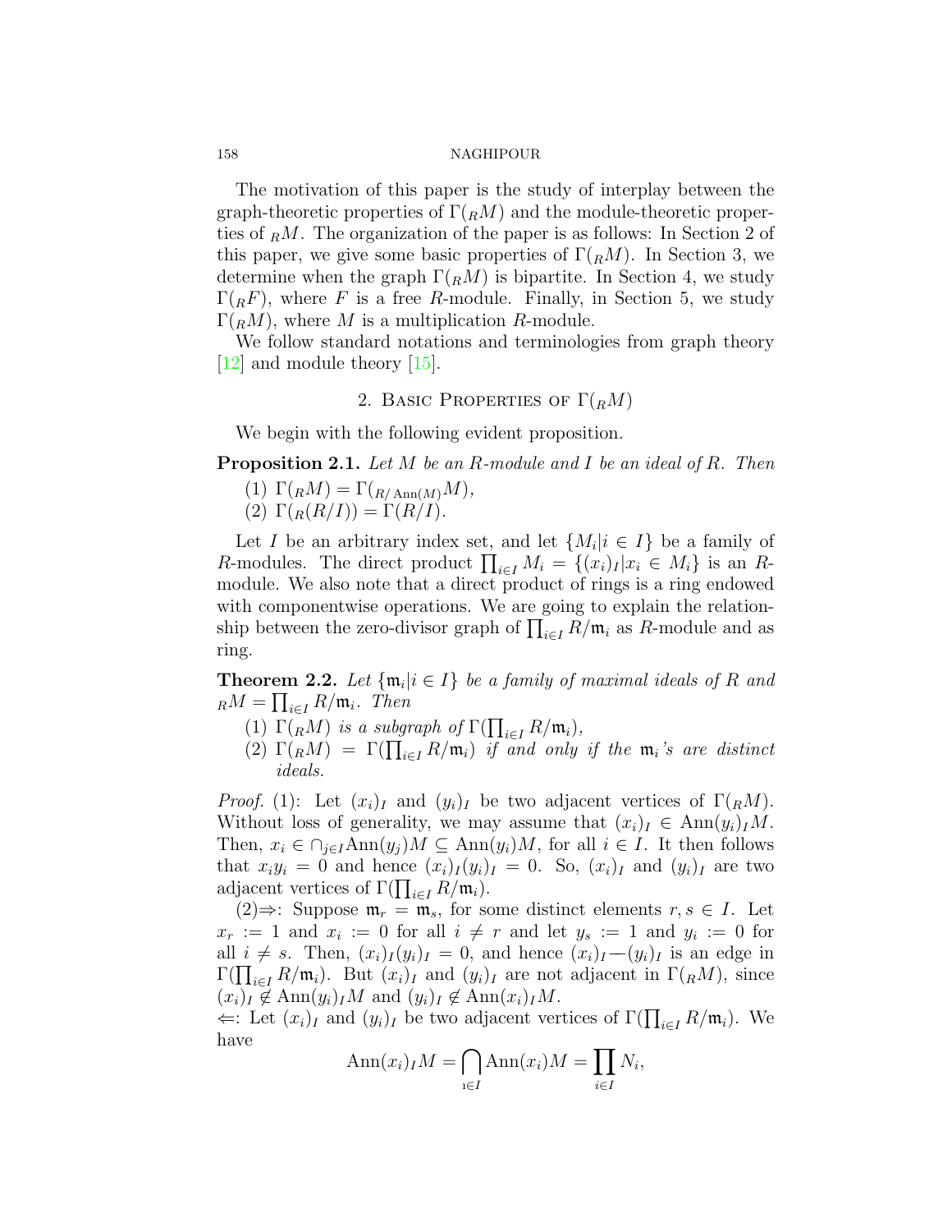The motivation of this paper is the study of interplay between the graph-theoretic properties of $\Gamma({}_RM)$ and the module-theoretic properties of ${}_RM$. The organization of the paper is as follows: In Section 2 of this paper, we give some basic properties of $\Gamma({}_RM)$. In Section 3, we determine when the graph $\Gamma({}_RM)$ is bipartite. In Section 4, we study $\Gamma({}_RF)$, where $F$ is a free $R$-module. Finally, in Section 5, we study $\Gamma({}_RM)$, where $M$ is a multiplication $R$-module.

We follow standard notations and terminologies from graph theory [12] and module theory [15].

## 2. Basic Properties of $\Gamma({}_RM)$

We begin with the following evident proposition.

**Proposition 2.1.** *Let $M$ be an $R$-module and $I$ be an ideal of $R$. Then*

1. $\Gamma({}_RM) = \Gamma({}_{R/\operatorname{Ann}(M)}M)$,
2. $\Gamma({}_R(R/I)) = \Gamma(R/I)$.

Let $I$ be an arbitrary index set, and let $\{M_i | i \in I\}$ be a family of $R$-modules. The direct product $\prod_{i\in I} M_i = \{(x_i)_I | x_i \in M_i\}$ is an $R$-module. We also note that a direct product of rings is a ring endowed with componentwise operations. We are going to explain the relationship between the zero-divisor graph of $\prod_{i\in I} R/\mathfrak{m}_i$ as $R$-module and as ring.

**Theorem 2.2.** *Let $\{\mathfrak{m}_i | i \in I\}$ be a family of maximal ideals of $R$ and ${}_RM = \prod_{i\in I} R/\mathfrak{m}_i$. Then*

1. *$\Gamma({}_RM)$ is a subgraph of $\Gamma(\prod_{i\in I} R/\mathfrak{m}_i)$,*
2. *$\Gamma({}_RM) = \Gamma(\prod_{i\in I} R/\mathfrak{m}_i)$ if and only if the $\mathfrak{m}_i$'s are distinct ideals.*

*Proof.* (1): Let $(x_i)_I$ and $(y_i)_I$ be two adjacent vertices of $\Gamma({}_RM)$. Without loss of generality, we may assume that $(x_i)_I \in \operatorname{Ann}(y_i)_I M$. Then, $x_i \in \cap_{j\in I}\operatorname{Ann}(y_j)M \subseteq \operatorname{Ann}(y_i)M$, for all $i \in I$. It then follows that $x_i y_i = 0$ and hence $(x_i)_I(y_i)_I = 0$. So, $(x_i)_I$ and $(y_i)_I$ are two adjacent vertices of $\Gamma(\prod_{i\in I} R/\mathfrak{m}_i)$.

(2)⇒: Suppose $\mathfrak{m}_r = \mathfrak{m}_s$, for some distinct elements $r, s \in I$. Let $x_r := 1$ and $x_i := 0$ for all $i \neq r$ and let $y_s := 1$ and $y_i := 0$ for all $i \neq s$. Then, $(x_i)_I(y_i)_I = 0$, and hence $(x_i)_I$—$(y_i)_I$ is an edge in $\Gamma(\prod_{i\in I} R/\mathfrak{m}_i)$. But $(x_i)_I$ and $(y_i)_I$ are not adjacent in $\Gamma({}_RM)$, since $(x_i)_I \notin \operatorname{Ann}(y_i)_I M$ and $(y_i)_I \notin \operatorname{Ann}(x_i)_I M$.

⇐: Let $(x_i)_I$ and $(y_i)_I$ be two adjacent vertices of $\Gamma(\prod_{i\in I} R/\mathfrak{m}_i)$. We have

$$\operatorname{Ann}(x_i)_I M = \bigcap_{i\in I} \operatorname{Ann}(x_i) M = \prod_{i\in I} N_i,$$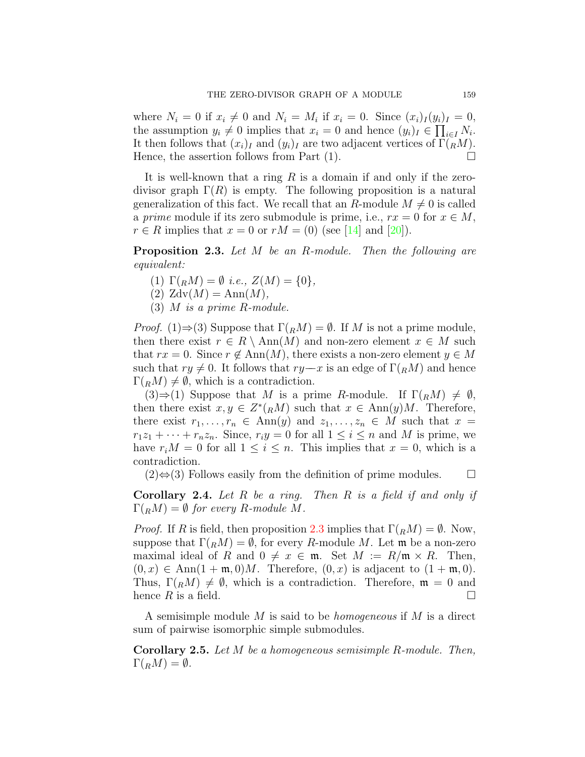where $N_i = 0$ if $x_i \neq 0$ and $N_i = M_i$ if $x_i = 0$. Since $(x_i)_I(y_i)_I = 0$, the assumption $y_i \neq 0$ implies that $x_i = 0$ and hence $(y_i)_I \in \prod_{i \in I} N_i$. It then follows that $(x_i)_I$ and $(y_i)_I$ are two adjacent vertices of $\Gamma({}_R M)$. Hence, the assertion follows from Part (1). $\square$

It is well-known that a ring $R$ is a domain if and only if the zero-divisor graph $\Gamma(R)$ is empty. The following proposition is a natural generalization of this fact. We recall that an $R$-module $M \neq 0$ is called a *prime* module if its zero submodule is prime, i.e., $rx = 0$ for $x \in M$, $r \in R$ implies that $x = 0$ or $rM = (0)$ (see [14] and [20]).

**Proposition 2.3.** *Let $M$ be an $R$-module. Then the following are equivalent:*

1. $\Gamma({}_R M) = \emptyset$ *i.e.,* $Z(M) = \{0\}$,
2. $\mathrm{Zdv}(M) = \mathrm{Ann}(M)$,
3. *$M$ is a prime $R$-module.*

*Proof.* (1)$\Rightarrow$(3) Suppose that $\Gamma({}_R M) = \emptyset$. If $M$ is not a prime module, then there exist $r \in R \setminus \mathrm{Ann}(M)$ and non-zero element $x \in M$ such that $rx = 0$. Since $r \notin \mathrm{Ann}(M)$, there exists a non-zero element $y \in M$ such that $ry \neq 0$. It follows that $ry$—$x$ is an edge of $\Gamma({}_R M)$ and hence $\Gamma({}_R M) \neq \emptyset$, which is a contradiction.

(3)$\Rightarrow$(1) Suppose that $M$ is a prime $R$-module. If $\Gamma({}_R M) \neq \emptyset$, then there exist $x, y \in Z^*({}_R M)$ such that $x \in \mathrm{Ann}(y)M$. Therefore, there exist $r_1, \ldots, r_n \in \mathrm{Ann}(y)$ and $z_1, \ldots, z_n \in M$ such that $x = r_1 z_1 + \cdots + r_n z_n$. Since, $r_i y = 0$ for all $1 \leq i \leq n$ and $M$ is prime, we have $r_i M = 0$ for all $1 \leq i \leq n$. This implies that $x = 0$, which is a contradiction.

(2)$\Leftrightarrow$(3) Follows easily from the definition of prime modules. $\square$

**Corollary 2.4.** *Let $R$ be a ring. Then $R$ is a field if and only if $\Gamma({}_R M) = \emptyset$ for every $R$-module $M$.*

*Proof.* If $R$ is field, then proposition 2.3 implies that $\Gamma({}_R M) = \emptyset$. Now, suppose that $\Gamma({}_R M) = \emptyset$, for every $R$-module $M$. Let $\mathfrak{m}$ be a non-zero maximal ideal of $R$ and $0 \neq x \in \mathfrak{m}$. Set $M := R/\mathfrak{m} \times R$. Then, $(0, x) \in \mathrm{Ann}(1 + \mathfrak{m}, 0)M$. Therefore, $(0, x)$ is adjacent to $(1 + \mathfrak{m}, 0)$. Thus, $\Gamma({}_R M) \neq \emptyset$, which is a contradiction. Therefore, $\mathfrak{m} = 0$ and hence $R$ is a field. $\square$

A semisimple module $M$ is said to be *homogeneous* if $M$ is a direct sum of pairwise isomorphic simple submodules.

**Corollary 2.5.** *Let $M$ be a homogeneous semisimple $R$-module. Then, $\Gamma({}_R M) = \emptyset$.*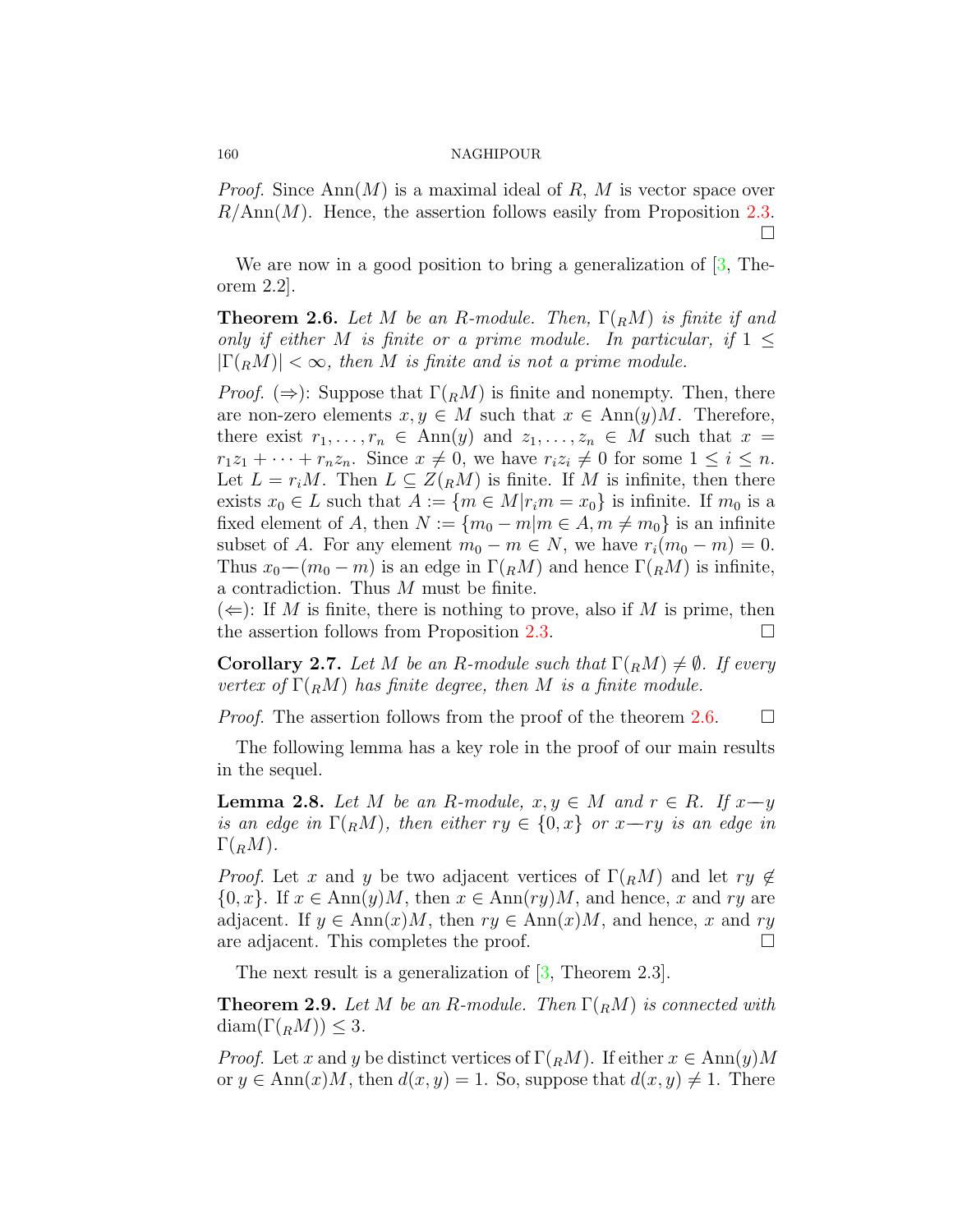*Proof.* Since $\mathrm{Ann}(M)$ is a maximal ideal of $R$, $M$ is vector space over $R/\mathrm{Ann}(M)$. Hence, the assertion follows easily from Proposition 2.3. □

We are now in a good position to bring a generalization of [3, Theorem 2.2].

**Theorem 2.6.** *Let $M$ be an $R$-module. Then, $\Gamma({}_RM)$ is finite if and only if either $M$ is finite or a prime module. In particular, if $1 \leq |\Gamma({}_RM)| < \infty$, then $M$ is finite and is not a prime module.*

*Proof.* ($\Rightarrow$): Suppose that $\Gamma({}_RM)$ is finite and nonempty. Then, there are non-zero elements $x, y \in M$ such that $x \in \mathrm{Ann}(y)M$. Therefore, there exist $r_1, \ldots, r_n \in \mathrm{Ann}(y)$ and $z_1, \ldots, z_n \in M$ such that $x = r_1z_1 + \cdots + r_nz_n$. Since $x \neq 0$, we have $r_iz_i \neq 0$ for some $1 \leq i \leq n$. Let $L = r_iM$. Then $L \subseteq Z({}_RM)$ is finite. If $M$ is infinite, then there exists $x_0 \in L$ such that $A := \{m \in M | r_im = x_0\}$ is infinite. If $m_0$ is a fixed element of $A$, then $N := \{m_0 - m | m \in A, m \neq m_0\}$ is an infinite subset of $A$. For any element $m_0 - m \in N$, we have $r_i(m_0 - m) = 0$. Thus $x_0$—$(m_0 - m)$ is an edge in $\Gamma({}_RM)$ and hence $\Gamma({}_RM)$ is infinite, a contradiction. Thus $M$ must be finite.
($\Leftarrow$): If $M$ is finite, there is nothing to prove, also if $M$ is prime, then the assertion follows from Proposition 2.3. □

**Corollary 2.7.** *Let $M$ be an $R$-module such that $\Gamma({}_RM) \neq \emptyset$. If every vertex of $\Gamma({}_RM)$ has finite degree, then $M$ is a finite module.*

*Proof.* The assertion follows from the proof of the theorem 2.6. □

The following lemma has a key role in the proof of our main results in the sequel.

**Lemma 2.8.** *Let $M$ be an $R$-module, $x, y \in M$ and $r \in R$. If $x$—$y$ is an edge in $\Gamma({}_RM)$, then either $ry \in \{0, x\}$ or $x$—$ry$ is an edge in $\Gamma({}_RM)$.*

*Proof.* Let $x$ and $y$ be two adjacent vertices of $\Gamma({}_RM)$ and let $ry \notin \{0, x\}$. If $x \in \mathrm{Ann}(y)M$, then $x \in \mathrm{Ann}(ry)M$, and hence, $x$ and $ry$ are adjacent. If $y \in \mathrm{Ann}(x)M$, then $ry \in \mathrm{Ann}(x)M$, and hence, $x$ and $ry$ are adjacent. This completes the proof. □

The next result is a generalization of [3, Theorem 2.3].

**Theorem 2.9.** *Let $M$ be an $R$-module. Then $\Gamma({}_RM)$ is connected with $\mathrm{diam}(\Gamma({}_RM)) \leq 3$.*

*Proof.* Let $x$ and $y$ be distinct vertices of $\Gamma({}_RM)$. If either $x \in \mathrm{Ann}(y)M$ or $y \in \mathrm{Ann}(x)M$, then $d(x, y) = 1$. So, suppose that $d(x, y) \neq 1$. There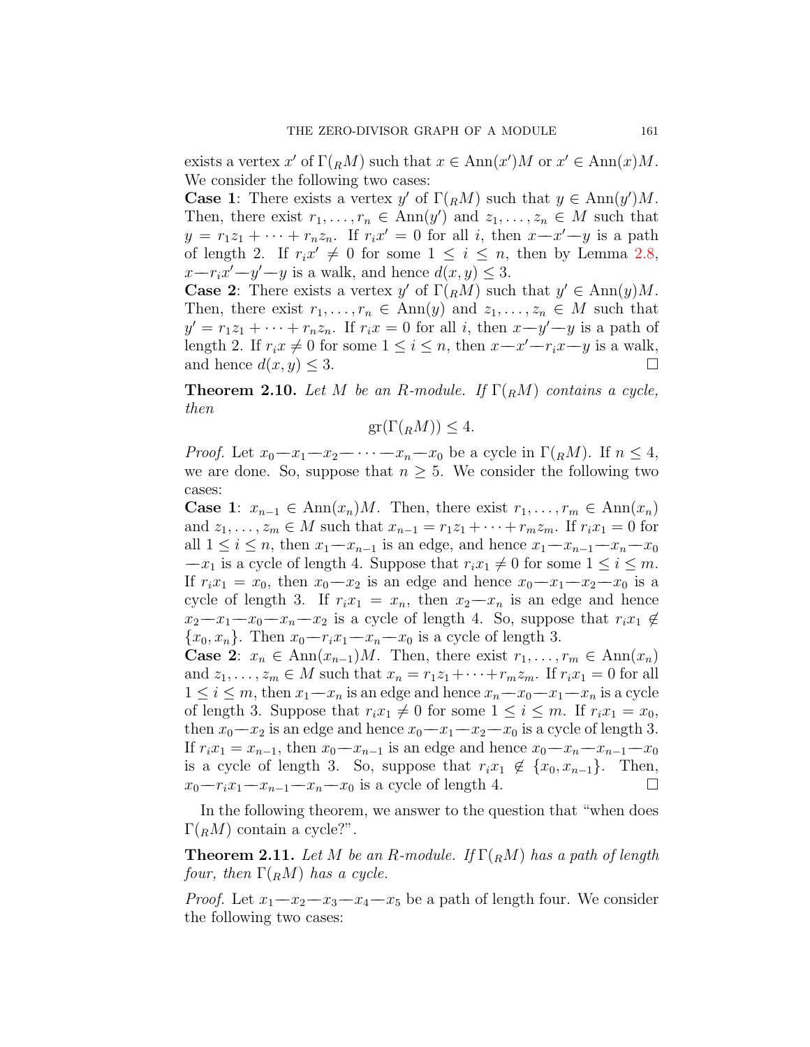exists a vertex $x'$ of $\Gamma({}_RM)$ such that $x \in \operatorname{Ann}(x')M$ or $x' \in \operatorname{Ann}(x)M$. We consider the following two cases:

**Case 1**: There exists a vertex $y'$ of $\Gamma({}_RM)$ such that $y \in \operatorname{Ann}(y')M$. Then, there exist $r_1, \dots, r_n \in \operatorname{Ann}(y')$ and $z_1, \dots, z_n \in M$ such that $y = r_1z_1 + \cdots + r_nz_n$. If $r_ix' = 0$ for all $i$, then $x—x'—y$ is a path of length 2. If $r_ix' \neq 0$ for some $1 \leq i \leq n$, then by Lemma 2.8, $x—r_ix'—y'—y$ is a walk, and hence $d(x, y) \leq 3$.

**Case 2**: There exists a vertex $y'$ of $\Gamma({}_RM)$ such that $y' \in \operatorname{Ann}(y)M$. Then, there exist $r_1, \dots, r_n \in \operatorname{Ann}(y)$ and $z_1, \dots, z_n \in M$ such that $y' = r_1z_1 + \cdots + r_nz_n$. If $r_ix = 0$ for all $i$, then $x—y'—y$ is a path of length 2. If $r_ix \neq 0$ for some $1 \leq i \leq n$, then $x—x'—r_ix—y$ is a walk, and hence $d(x, y) \leq 3$. □

**Theorem 2.10.** *Let $M$ be an $R$-module. If $\Gamma({}_RM)$ contains a cycle, then*

$$\operatorname{gr}(\Gamma({}_RM)) \leq 4.$$

*Proof.* Let $x_0—x_1—x_2— \cdots —x_n—x_0$ be a cycle in $\Gamma({}_RM)$. If $n \leq 4$, we are done. So, suppose that $n \geq 5$. We consider the following two cases:

**Case 1**: $x_{n-1} \in \operatorname{Ann}(x_n)M$. Then, there exist $r_1, \dots, r_m \in \operatorname{Ann}(x_n)$ and $z_1, \dots, z_m \in M$ such that $x_{n-1} = r_1z_1 + \cdots + r_mz_m$. If $r_ix_1 = 0$ for all $1 \leq i \leq n$, then $x_1—x_{n-1}$ is an edge, and hence $x_1—x_{n-1}—x_n—x_0—x_1$ is a cycle of length 4. Suppose that $r_ix_1 \neq 0$ for some $1 \leq i \leq m$. If $r_ix_1 = x_0$, then $x_0—x_2$ is an edge and hence $x_0—x_1—x_2—x_0$ is a cycle of length 3. If $r_ix_1 = x_n$, then $x_2—x_n$ is an edge and hence $x_2—x_1—x_0—x_n—x_2$ is a cycle of length 4. So, suppose that $r_ix_1 \notin \{x_0, x_n\}$. Then $x_0—r_ix_1—x_n—x_0$ is a cycle of length 3.

**Case 2**: $x_n \in \operatorname{Ann}(x_{n-1})M$. Then, there exist $r_1, \dots, r_m \in \operatorname{Ann}(x_n)$ and $z_1, \dots, z_m \in M$ such that $x_n = r_1z_1 + \cdots + r_mz_m$. If $r_ix_1 = 0$ for all $1 \leq i \leq m$, then $x_1—x_n$ is an edge and hence $x_n—x_0—x_1—x_n$ is a cycle of length 3. Suppose that $r_ix_1 \neq 0$ for some $1 \leq i \leq m$. If $r_ix_1 = x_0$, then $x_0—x_2$ is an edge and hence $x_0—x_1—x_2—x_0$ is a cycle of length 3. If $r_ix_1 = x_{n-1}$, then $x_0—x_{n-1}$ is an edge and hence $x_0—x_n—x_{n-1}—x_0$ is a cycle of length 3. So, suppose that $r_ix_1 \notin \{x_0, x_{n-1}\}$. Then, $x_0—r_ix_1—x_{n-1}—x_n—x_0$ is a cycle of length 4. □

In the following theorem, we answer to the question that "when does $\Gamma({}_RM)$ contain a cycle?".

**Theorem 2.11.** *Let $M$ be an $R$-module. If $\Gamma({}_RM)$ has a path of length four, then $\Gamma({}_RM)$ has a cycle.*

*Proof.* Let $x_1—x_2—x_3—x_4—x_5$ be a path of length four. We consider the following two cases: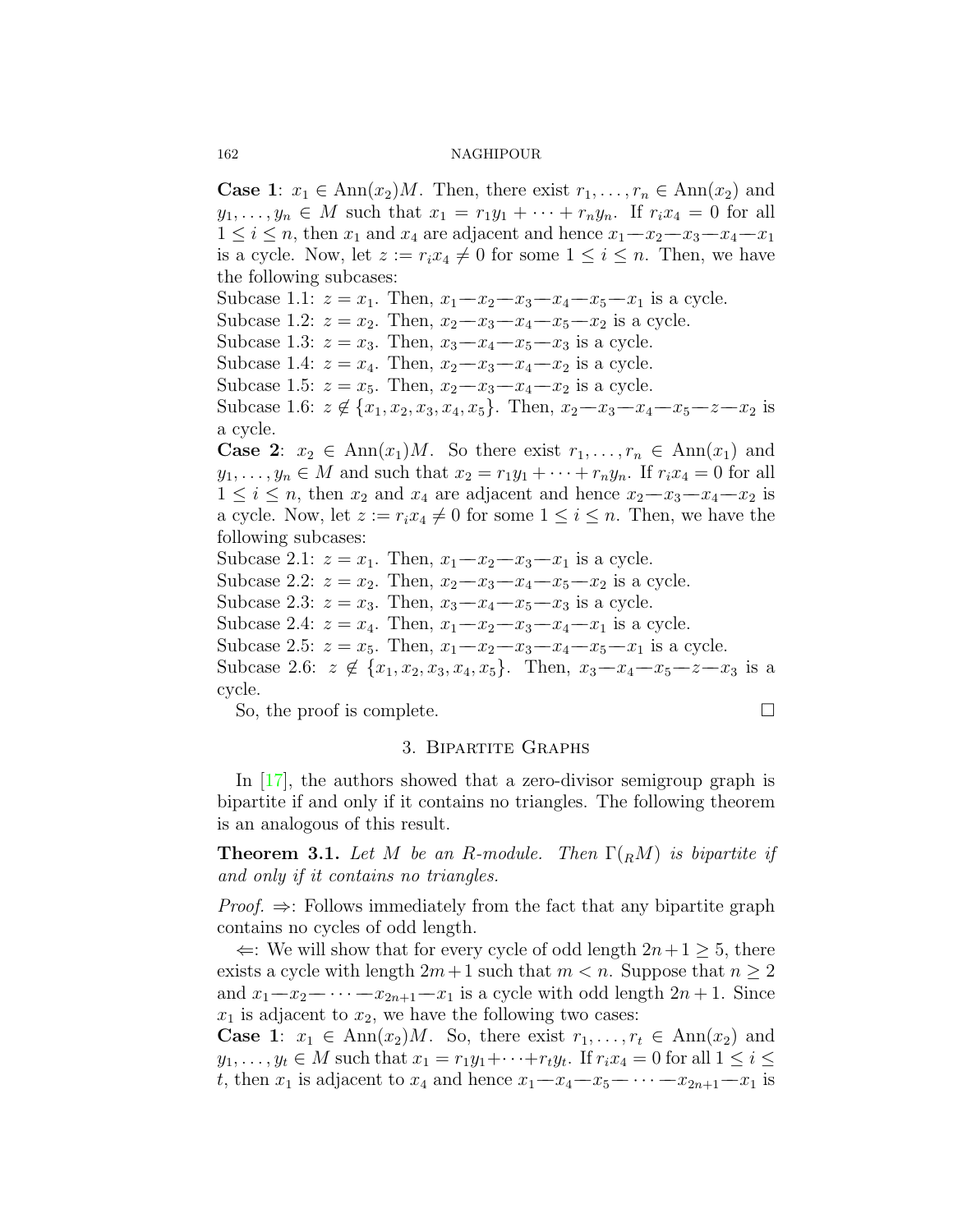**Case 1**: $x_1 \in \text{Ann}(x_2)M$. Then, there exist $r_1, \ldots, r_n \in \text{Ann}(x_2)$ and $y_1, \ldots, y_n \in M$ such that $x_1 = r_1y_1 + \cdots + r_ny_n$. If $r_ix_4 = 0$ for all $1 \leq i \leq n$, then $x_1$ and $x_4$ are adjacent and hence $x_1$—$x_2$—$x_3$—$x_4$—$x_1$ is a cycle. Now, let $z := r_ix_4 \neq 0$ for some $1 \leq i \leq n$. Then, we have the following subcases:

Subcase 1.1: $z = x_1$. Then, $x_1$—$x_2$—$x_3$—$x_4$—$x_5$—$x_1$ is a cycle.
Subcase 1.2: $z = x_2$. Then, $x_2$—$x_3$—$x_4$—$x_5$—$x_2$ is a cycle.
Subcase 1.3: $z = x_3$. Then, $x_3$—$x_4$—$x_5$—$x_3$ is a cycle.
Subcase 1.4: $z = x_4$. Then, $x_2$—$x_3$—$x_4$—$x_2$ is a cycle.
Subcase 1.5: $z = x_5$. Then, $x_2$—$x_3$—$x_4$—$x_2$ is a cycle.
Subcase 1.6: $z \notin \{x_1, x_2, x_3, x_4, x_5\}$. Then, $x_2$—$x_3$—$x_4$—$x_5$—$z$—$x_2$ is a cycle.

**Case 2**: $x_2 \in \text{Ann}(x_1)M$. So there exist $r_1, \ldots, r_n \in \text{Ann}(x_1)$ and $y_1, \ldots, y_n \in M$ and such that $x_2 = r_1y_1 + \cdots + r_ny_n$. If $r_ix_4 = 0$ for all $1 \leq i \leq n$, then $x_2$ and $x_4$ are adjacent and hence $x_2$—$x_3$—$x_4$—$x_2$ is a cycle. Now, let $z := r_ix_4 \neq 0$ for some $1 \leq i \leq n$. Then, we have the following subcases:

Subcase 2.1: $z = x_1$. Then, $x_1$—$x_2$—$x_3$—$x_1$ is a cycle.
Subcase 2.2: $z = x_2$. Then, $x_2$—$x_3$—$x_4$—$x_5$—$x_2$ is a cycle.
Subcase 2.3: $z = x_3$. Then, $x_3$—$x_4$—$x_5$—$x_3$ is a cycle.
Subcase 2.4: $z = x_4$. Then, $x_1$—$x_2$—$x_3$—$x_4$—$x_1$ is a cycle.
Subcase 2.5: $z = x_5$. Then, $x_1$—$x_2$—$x_3$—$x_4$—$x_5$—$x_1$ is a cycle.
Subcase 2.6: $z \notin \{x_1, x_2, x_3, x_4, x_5\}$. Then, $x_3$—$x_4$—$x_5$—$z$—$x_3$ is a cycle.

So, the proof is complete. □

## 3. Bipartite Graphs

In [17], the authors showed that a zero-divisor semigroup graph is bipartite if and only if it contains no triangles. The following theorem is an analogous of this result.

**Theorem 3.1.** *Let $M$ be an $R$-module. Then $\Gamma({}_RM)$ is bipartite if and only if it contains no triangles.*

*Proof.* $\Rightarrow$: Follows immediately from the fact that any bipartite graph contains no cycles of odd length.

$\Leftarrow$: We will show that for every cycle of odd length $2n+1 \geq 5$, there exists a cycle with length $2m+1$ such that $m < n$. Suppose that $n \geq 2$ and $x_1$—$x_2$—$\cdots$—$x_{2n+1}$—$x_1$ is a cycle with odd length $2n+1$. Since $x_1$ is adjacent to $x_2$, we have the following two cases:

**Case 1**: $x_1 \in \text{Ann}(x_2)M$. So, there exist $r_1, \ldots, r_t \in \text{Ann}(x_2)$ and $y_1, \ldots, y_t \in M$ such that $x_1 = r_1y_1 + \cdots + r_ty_t$. If $r_ix_4 = 0$ for all $1 \leq i \leq t$, then $x_1$ is adjacent to $x_4$ and hence $x_1$—$x_4$—$x_5$—$\cdots$—$x_{2n+1}$—$x_1$ is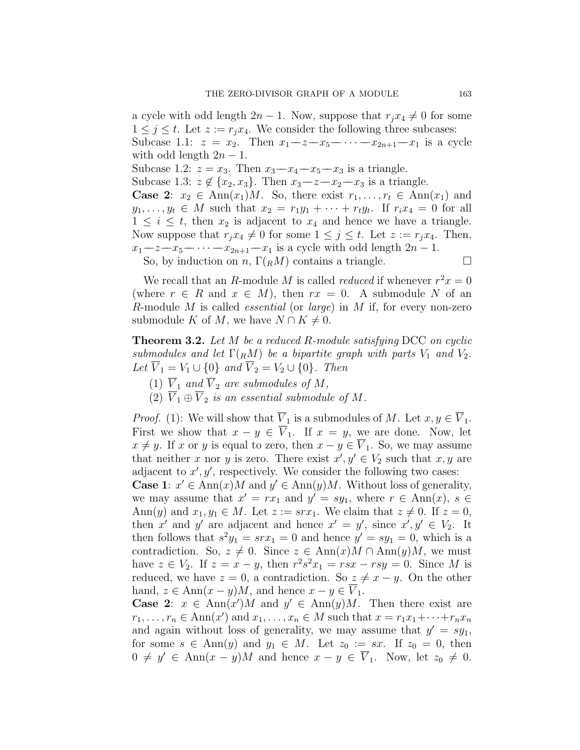a cycle with odd length $2n-1$. Now, suppose that $r_j x_4 \neq 0$ for some $1 \leq j \leq t$. Let $z := r_j x_4$. We consider the following three subcases:
Subcase 1.1: $z = x_2$. Then $x_1 — z — x_5 — \cdots — x_{2n+1} — x_1$ is a cycle with odd length $2n-1$.
Subcase 1.2: $z = x_3$. Then $x_3 — x_4 — x_5 — x_3$ is a triangle.
Subcase 1.3: $z \notin \{x_2, x_3\}$. Then $x_3 — z — x_2 — x_3$ is a triangle.
**Case 2**: $x_2 \in \mathrm{Ann}(x_1)M$. So, there exist $r_1, \ldots, r_t \in \mathrm{Ann}(x_1)$ and $y_1, \ldots, y_t \in M$ such that $x_2 = r_1 y_1 + \cdots + r_t y_t$. If $r_i x_4 = 0$ for all $1 \leq i \leq t$, then $x_2$ is adjacent to $x_4$ and hence we have a triangle. Now suppose that $r_j x_4 \neq 0$ for some $1 \leq j \leq t$. Let $z := r_j x_4$. Then, $x_1 — z — x_5 — \cdots — x_{2n+1} — x_1$ is a cycle with odd length $2n-1$.

So, by induction on $n$, $\Gamma({}_R M)$ contains a triangle. $\square$

We recall that an $R$-module $M$ is called *reduced* if whenever $r^2 x = 0$ (where $r \in R$ and $x \in M$), then $rx = 0$. A submodule $N$ of an $R$-module $M$ is called *essential* (or *large*) in $M$ if, for every non-zero submodule $K$ of $M$, we have $N \cap K \neq 0$.

**Theorem 3.2.** *Let $M$ be a reduced $R$-module satisfying* DCC *on cyclic submodules and let $\Gamma({}_R M)$ be a bipartite graph with parts $V_1$ and $V_2$. Let $\overline{V}_1 = V_1 \cup \{0\}$ and $\overline{V}_2 = V_2 \cup \{0\}$. Then*

(1) *$\overline{V}_1$ and $\overline{V}_2$ are submodules of $M$,*

(2) *$\overline{V}_1 \oplus \overline{V}_2$ is an essential submodule of $M$.*

*Proof.* (1): We will show that $\overline{V}_1$ is a submodules of $M$. Let $x, y \in \overline{V}_1$. First we show that $x - y \in \overline{V}_1$. If $x = y$, we are done. Now, let $x \neq y$. If $x$ or $y$ is equal to zero, then $x - y \in \overline{V}_1$. So, we may assume that neither $x$ nor $y$ is zero. There exist $x', y' \in V_2$ such that $x, y$ are adjacent to $x', y'$, respectively. We consider the following two cases:
**Case 1**: $x' \in \mathrm{Ann}(x)M$ and $y' \in \mathrm{Ann}(y)M$. Without loss of generality, we may assume that $x' = r x_1$ and $y' = s y_1$, where $r \in \mathrm{Ann}(x)$, $s \in \mathrm{Ann}(y)$ and $x_1, y_1 \in M$. Let $z := s r x_1$. We claim that $z \neq 0$. If $z = 0$, then $x'$ and $y'$ are adjacent and hence $x' = y'$, since $x', y' \in V_2$. It then follows that $s^2 y_1 = s r x_1 = 0$ and hence $y' = s y_1 = 0$, which is a contradiction. So, $z \neq 0$. Since $z \in \mathrm{Ann}(x)M \cap \mathrm{Ann}(y)M$, we must have $z \in V_2$. If $z = x - y$, then $r^2 s^2 x_1 = r s x - r s y = 0$. Since $M$ is reduced, we have $z = 0$, a contradiction. So $z \neq x - y$. On the other hand, $z \in \mathrm{Ann}(x-y)M$, and hence $x - y \in \overline{V}_1$.
**Case 2**: $x \in \mathrm{Ann}(x')M$ and $y' \in \mathrm{Ann}(y)M$. Then there exist are $r_1, \ldots, r_n \in \mathrm{Ann}(x')$ and $x_1, \ldots, x_n \in M$ such that $x = r_1 x_1 + \cdots + r_n x_n$ and again without loss of generality, we may assume that $y' = s y_1$, for some $s \in \mathrm{Ann}(y)$ and $y_1 \in M$. Let $z_0 := s x$. If $z_0 = 0$, then $0 \neq y' \in \mathrm{Ann}(x-y)M$ and hence $x - y \in \overline{V}_1$. Now, let $z_0 \neq 0$.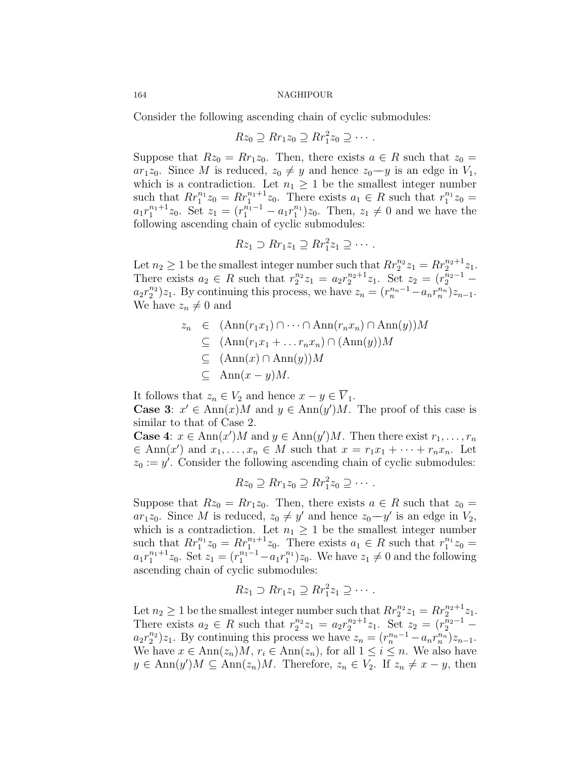Consider the following ascending chain of cyclic submodules:

$$Rz_0 \supseteq Rr_1z_0 \supseteq Rr_1^2z_0 \supseteq \cdots.$$

Suppose that $Rz_0 = Rr_1z_0$. Then, there exists $a \in R$ such that $z_0 = ar_1z_0$. Since $M$ is reduced, $z_0 \neq y$ and hence $z_0$—$y$ is an edge in $V_1$, which is a contradiction. Let $n_1 \geq 1$ be the smallest integer number such that $Rr_1^{n_1}z_0 = Rr_1^{n_1+1}z_0$. There exists $a_1 \in R$ such that $r_1^{n_1}z_0 = a_1r_1^{n_1+1}z_0$. Set $z_1 = (r_1^{n_1-1} - a_1r_1^{n_1})z_0$. Then, $z_1 \neq 0$ and we have the following ascending chain of cyclic submodules:

$$Rz_1 \supset Rr_1z_1 \supseteq Rr_1^2z_1 \supseteq \cdots.$$

Let $n_2 \geq 1$ be the smallest integer number such that $Rr_2^{n_2}z_1 = Rr_2^{n_2+1}z_1$. There exists $a_2 \in R$ such that $r_2^{n_2}z_1 = a_2r_2^{n_2+1}z_1$. Set $z_2 = (r_2^{n_2-1} - a_2r_2^{n_2})z_1$. By continuing this process, we have $z_n = (r_n^{n_n-1} - a_nr_n^{n_n})z_{n-1}$. We have $z_n \neq 0$ and

$$\begin{aligned}
z_n &\in (\mathrm{Ann}(r_1x_1) \cap \cdots \cap \mathrm{Ann}(r_nx_n) \cap \mathrm{Ann}(y))M \\
&\subseteq (\mathrm{Ann}(r_1x_1 + \ldots r_nx_n) \cap (\mathrm{Ann}(y))M \\
&\subseteq (\mathrm{Ann}(x) \cap \mathrm{Ann}(y))M \\
&\subseteq \mathrm{Ann}(x - y)M.
\end{aligned}$$

It follows that $z_n \in V_2$ and hence $x - y \in \overline{V}_1$.

**Case 3**: $x' \in \mathrm{Ann}(x)M$ and $y \in \mathrm{Ann}(y')M$. The proof of this case is similar to that of Case 2.

**Case 4**: $x \in \mathrm{Ann}(x')M$ and $y \in \mathrm{Ann}(y')M$. Then there exist $r_1, \ldots, r_n \in \mathrm{Ann}(x')$ and $x_1, \ldots, x_n \in M$ such that $x = r_1x_1 + \cdots + r_nx_n$. Let $z_0 := y'$. Consider the following ascending chain of cyclic submodules:

$$Rz_0 \supseteq Rr_1z_0 \supseteq Rr_1^2z_0 \supseteq \cdots.$$

Suppose that $Rz_0 = Rr_1z_0$. Then, there exists $a \in R$ such that $z_0 = ar_1z_0$. Since $M$ is reduced, $z_0 \neq y'$ and hence $z_0$—$y'$ is an edge in $V_2$, which is a contradiction. Let $n_1 \geq 1$ be the smallest integer number such that $Rr_1^{n_1}z_0 = Rr_1^{n_1+1}z_0$. There exists $a_1 \in R$ such that $r_1^{n_1}z_0 = a_1r_1^{n_1+1}z_0$. Set $z_1 = (r_1^{n_1-1} - a_1r_1^{n_1})z_0$. We have $z_1 \neq 0$ and the following ascending chain of cyclic submodules:

$$Rz_1 \supset Rr_1z_1 \supseteq Rr_1^2z_1 \supseteq \cdots.$$

Let $n_2 \geq 1$ be the smallest integer number such that $Rr_2^{n_2}z_1 = Rr_2^{n_2+1}z_1$. There exists $a_2 \in R$ such that $r_2^{n_2}z_1 = a_2r_2^{n_2+1}z_1$. Set $z_2 = (r_2^{n_2-1} - a_2r_2^{n_2})z_1$. By continuing this process we have $z_n = (r_n^{n_n-1} - a_nr_n^{n_n})z_{n-1}$. We have $x \in \mathrm{Ann}(z_n)M$, $r_i \in \mathrm{Ann}(z_n)$, for all $1 \leq i \leq n$. We also have $y \in \mathrm{Ann}(y')M \subseteq \mathrm{Ann}(z_n)M$. Therefore, $z_n \in V_2$. If $z_n \neq x - y$, then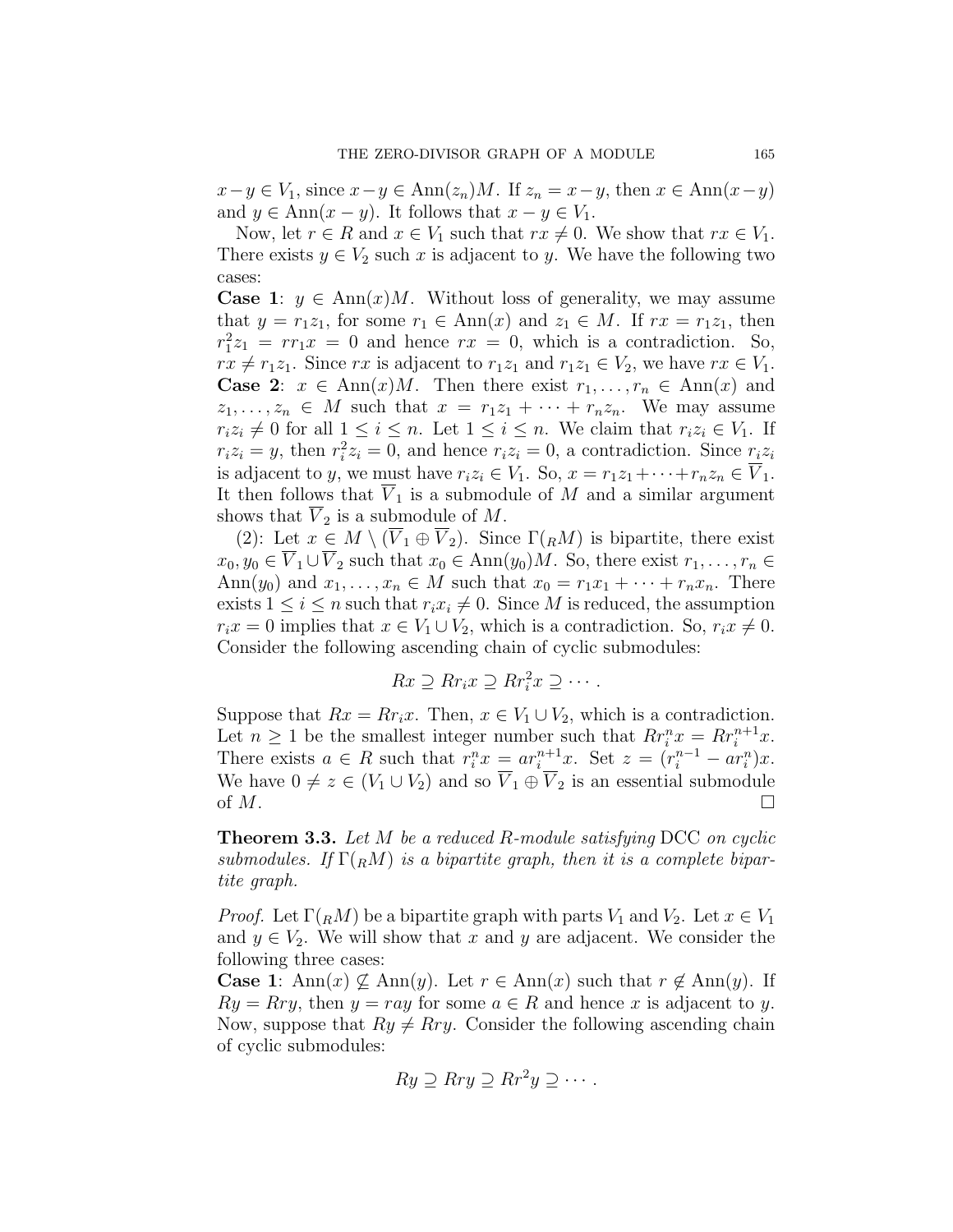$x-y \in V_1$, since $x-y \in \operatorname{Ann}(z_n)M$. If $z_n = x-y$, then $x \in \operatorname{Ann}(x-y)$ and $y \in \operatorname{Ann}(x-y)$. It follows that $x-y \in V_1$.

Now, let $r \in R$ and $x \in V_1$ such that $rx \neq 0$. We show that $rx \in V_1$. There exists $y \in V_2$ such $x$ is adjacent to $y$. We have the following two cases:

**Case 1**: $y \in \operatorname{Ann}(x)M$. Without loss of generality, we may assume that $y = r_1 z_1$, for some $r_1 \in \operatorname{Ann}(x)$ and $z_1 \in M$. If $rx = r_1 z_1$, then $r_1^2 z_1 = r r_1 x = 0$ and hence $rx = 0$, which is a contradiction. So, $rx \neq r_1 z_1$. Since $rx$ is adjacent to $r_1 z_1$ and $r_1 z_1 \in V_2$, we have $rx \in V_1$.

**Case 2**: $x \in \operatorname{Ann}(x)M$. Then there exist $r_1, \ldots, r_n \in \operatorname{Ann}(x)$ and $z_1, \ldots, z_n \in M$ such that $x = r_1 z_1 + \cdots + r_n z_n$. We may assume $r_i z_i \neq 0$ for all $1 \leq i \leq n$. Let $1 \leq i \leq n$. We claim that $r_i z_i \in V_1$. If $r_i z_i = y$, then $r_i^2 z_i = 0$, and hence $r_i z_i = 0$, a contradiction. Since $r_i z_i$ is adjacent to $y$, we must have $r_i z_i \in V_1$. So, $x = r_1 z_1 + \cdots + r_n z_n \in \overline{V}_1$. It then follows that $\overline{V}_1$ is a submodule of $M$ and a similar argument shows that $\overline{V}_2$ is a submodule of $M$.

(2): Let $x \in M \setminus (\overline{V}_1 \oplus \overline{V}_2)$. Since $\Gamma({}_RM)$ is bipartite, there exist $x_0, y_0 \in \overline{V}_1 \cup \overline{V}_2$ such that $x_0 \in \operatorname{Ann}(y_0)M$. So, there exist $r_1, \ldots, r_n \in \operatorname{Ann}(y_0)$ and $x_1, \ldots, x_n \in M$ such that $x_0 = r_1 x_1 + \cdots + r_n x_n$. There exists $1 \leq i \leq n$ such that $r_i x_i \neq 0$. Since $M$ is reduced, the assumption $r_i x = 0$ implies that $x \in V_1 \cup V_2$, which is a contradiction. So, $r_i x \neq 0$. Consider the following ascending chain of cyclic submodules:

$$Rx \supseteq Rr_i x \supseteq Rr_i^2 x \supseteq \cdots.$$

Suppose that $Rx = Rr_i x$. Then, $x \in V_1 \cup V_2$, which is a contradiction. Let $n \geq 1$ be the smallest integer number such that $Rr_i^n x = Rr_i^{n+1} x$. There exists $a \in R$ such that $r_i^n x = a r_i^{n+1} x$. Set $z = (r_i^{n-1} - a r_i^n)x$. We have $0 \neq z \in (V_1 \cup V_2)$ and so $\overline{V}_1 \oplus \overline{V}_2$ is an essential submodule of $M$. $\square$

**Theorem 3.3.** *Let $M$ be a reduced $R$-module satisfying* DCC *on cyclic submodules. If $\Gamma({}_RM)$ is a bipartite graph, then it is a complete bipartite graph.*

*Proof.* Let $\Gamma({}_RM)$ be a bipartite graph with parts $V_1$ and $V_2$. Let $x \in V_1$ and $y \in V_2$. We will show that $x$ and $y$ are adjacent. We consider the following three cases:

**Case 1**: $\operatorname{Ann}(x) \nsubseteq \operatorname{Ann}(y)$. Let $r \in \operatorname{Ann}(x)$ such that $r \notin \operatorname{Ann}(y)$. If $Ry = Rry$, then $y = ray$ for some $a \in R$ and hence $x$ is adjacent to $y$. Now, suppose that $Ry \neq Rry$. Consider the following ascending chain of cyclic submodules:

$$Ry \supseteq Rry \supseteq Rr^2 y \supseteq \cdots.$$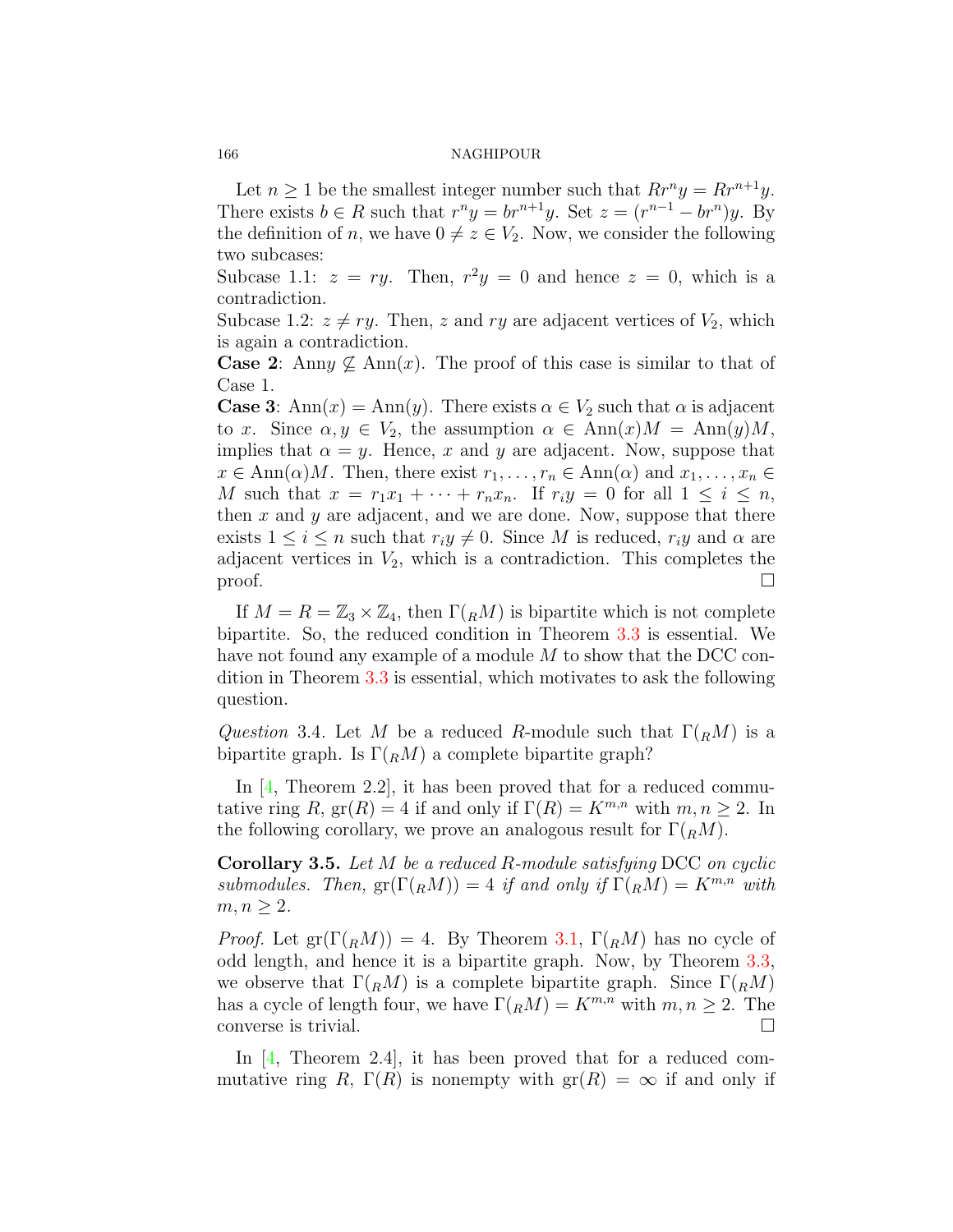Let $n \geq 1$ be the smallest integer number such that $Rr^ny = Rr^{n+1}y$. There exists $b \in R$ such that $r^ny = br^{n+1}y$. Set $z = (r^{n-1} - br^n)y$. By the definition of $n$, we have $0 \neq z \in V_2$. Now, we consider the following two subcases:
Subcase 1.1: $z = ry$. Then, $r^2y = 0$ and hence $z = 0$, which is a contradiction.
Subcase 1.2: $z \neq ry$. Then, $z$ and $ry$ are adjacent vertices of $V_2$, which is again a contradiction.
**Case 2**: $\text{Ann}y \not\subseteq \text{Ann}(x)$. The proof of this case is similar to that of Case 1.
**Case 3**: $\text{Ann}(x) = \text{Ann}(y)$. There exists $\alpha \in V_2$ such that $\alpha$ is adjacent to $x$. Since $\alpha, y \in V_2$, the assumption $\alpha \in \text{Ann}(x)M = \text{Ann}(y)M$, implies that $\alpha = y$. Hence, $x$ and $y$ are adjacent. Now, suppose that $x \in \text{Ann}(\alpha)M$. Then, there exist $r_1, \ldots, r_n \in \text{Ann}(\alpha)$ and $x_1, \ldots, x_n \in M$ such that $x = r_1x_1 + \cdots + r_nx_n$. If $r_iy = 0$ for all $1 \leq i \leq n$, then $x$ and $y$ are adjacent, and we are done. Now, suppose that there exists $1 \leq i \leq n$ such that $r_iy \neq 0$. Since $M$ is reduced, $r_iy$ and $\alpha$ are adjacent vertices in $V_2$, which is a contradiction. This completes the proof. □

If $M = R = \mathbb{Z}_3 \times \mathbb{Z}_4$, then $\Gamma({}_RM)$ is bipartite which is not complete bipartite. So, the reduced condition in Theorem 3.3 is essential. We have not found any example of a module $M$ to show that the DCC condition in Theorem 3.3 is essential, which motivates to ask the following question.

*Question* 3.4. Let $M$ be a reduced $R$-module such that $\Gamma({}_RM)$ is a bipartite graph. Is $\Gamma({}_RM)$ a complete bipartite graph?

In [4, Theorem 2.2], it has been proved that for a reduced commutative ring $R$, $\text{gr}(R) = 4$ if and only if $\Gamma(R) = K^{m,n}$ with $m, n \geq 2$. In the following corollary, we prove an analogous result for $\Gamma({}_RM)$.

**Corollary 3.5.** *Let $M$ be a reduced $R$-module satisfying* DCC *on cyclic submodules. Then,* $\text{gr}(\Gamma({}_RM)) = 4$ *if and only if* $\Gamma({}_RM) = K^{m,n}$ *with* $m, n \geq 2$.

*Proof.* Let $\text{gr}(\Gamma({}_RM)) = 4$. By Theorem 3.1, $\Gamma({}_RM)$ has no cycle of odd length, and hence it is a bipartite graph. Now, by Theorem 3.3, we observe that $\Gamma({}_RM)$ is a complete bipartite graph. Since $\Gamma({}_RM)$ has a cycle of length four, we have $\Gamma({}_RM) = K^{m,n}$ with $m, n \geq 2$. The converse is trivial. □

In [4, Theorem 2.4], it has been proved that for a reduced commutative ring $R$, $\Gamma(R)$ is nonempty with $\text{gr}(R) = \infty$ if and only if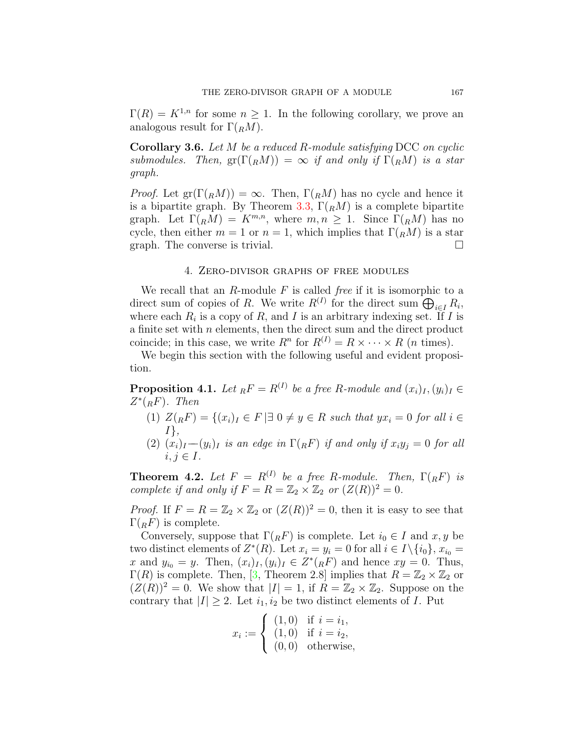$\Gamma(R) = K^{1,n}$ for some $n \geq 1$. In the following corollary, we prove an analogous result for $\Gamma({}_RM)$.

**Corollary 3.6.** *Let $M$ be a reduced $R$-module satisfying* DCC *on cyclic submodules. Then,* $\mathrm{gr}(\Gamma({}_RM)) = \infty$ *if and only if* $\Gamma({}_RM)$ *is a star graph.*

*Proof.* Let $\mathrm{gr}(\Gamma({}_RM)) = \infty$. Then, $\Gamma({}_RM)$ has no cycle and hence it is a bipartite graph. By Theorem 3.3, $\Gamma({}_RM)$ is a complete bipartite graph. Let $\Gamma({}_RM) = K^{m,n}$, where $m, n \geq 1$. Since $\Gamma({}_RM)$ has no cycle, then either $m = 1$ or $n = 1$, which implies that $\Gamma({}_RM)$ is a star graph. The converse is trivial. $\square$

## 4. Zero-divisor graphs of free modules

We recall that an $R$-module $F$ is called *free* if it is isomorphic to a direct sum of copies of $R$. We write $R^{(I)}$ for the direct sum $\bigoplus_{i \in I} R_i$, where each $R_i$ is a copy of $R$, and $I$ is an arbitrary indexing set. If $I$ is a finite set with $n$ elements, then the direct sum and the direct product coincide; in this case, we write $R^n$ for $R^{(I)} = R \times \cdots \times R$ ($n$ times).

We begin this section with the following useful and evident proposition.

**Proposition 4.1.** *Let ${}_RF = R^{(I)}$ be a free $R$-module and $(x_i)_I, (y_i)_I \in Z^*({}_RF)$. Then*

1. $Z({}_RF) = \{(x_i)_I \in F \,|\, \exists\, 0 \neq y \in R \text{ such that } yx_i = 0 \text{ for all } i \in I\}$,
2. $(x_i)_I$—$(y_i)_I$ *is an edge in $\Gamma({}_RF)$ if and only if $x_iy_j = 0$ for all $i, j \in I$.*

**Theorem 4.2.** *Let $F = R^{(I)}$ be a free $R$-module. Then, $\Gamma({}_RF)$ is complete if and only if $F = R = \mathbb{Z}_2 \times \mathbb{Z}_2$ or $(Z(R))^2 = 0$.*

*Proof.* If $F = R = \mathbb{Z}_2 \times \mathbb{Z}_2$ or $(Z(R))^2 = 0$, then it is easy to see that $\Gamma({}_RF)$ is complete.

Conversely, suppose that $\Gamma({}_RF)$ is complete. Let $i_0 \in I$ and $x, y$ be two distinct elements of $Z^*(R)$. Let $x_i = y_i = 0$ for all $i \in I \setminus \{i_0\}$, $x_{i_0} = x$ and $y_{i_0} = y$. Then, $(x_i)_I, (y_i)_I \in Z^*({}_RF)$ and hence $xy = 0$. Thus, $\Gamma(R)$ is complete. Then, [3, Theorem 2.8] implies that $R = \mathbb{Z}_2 \times \mathbb{Z}_2$ or $(Z(R))^2 = 0$. We show that $|I| = 1$, if $R = \mathbb{Z}_2 \times \mathbb{Z}_2$. Suppose on the contrary that $|I| \geq 2$. Let $i_1, i_2$ be two distinct elements of $I$. Put

$$x_i := \begin{cases} (1,0) & \text{if } i = i_1, \\ (1,0) & \text{if } i = i_2, \\ (0,0) & \text{otherwise}, \end{cases}$$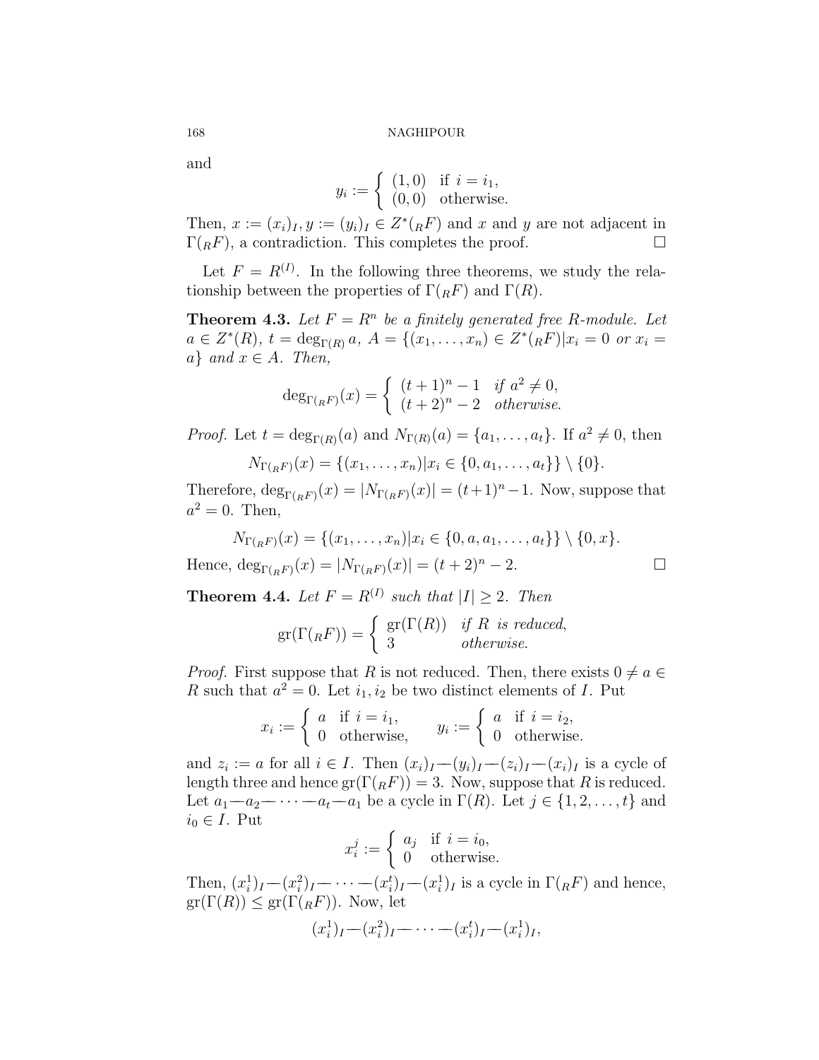and

$$y_i := \begin{cases} (1,0) & \text{if } i = i_1, \\ (0,0) & \text{otherwise.} \end{cases}$$

Then, $x := (x_i)_I, y := (y_i)_I \in Z^*({}_RF)$ and $x$ and $y$ are not adjacent in $\Gamma({}_RF)$, a contradiction. This completes the proof. $\square$

Let $F = R^{(I)}$. In the following three theorems, we study the relationship between the properties of $\Gamma({}_RF)$ and $\Gamma(R)$.

**Theorem 4.3.** *Let $F = R^n$ be a finitely generated free $R$-module. Let $a \in Z^*(R)$, $t = \deg_{\Gamma(R)} a$, $A = \{(x_1, \ldots, x_n) \in Z^*({}_RF) | x_i = 0 \text{ or } x_i = a\}$ and $x \in A$. Then,*

$$\deg_{\Gamma({}_RF)}(x) = \begin{cases} (t+1)^n - 1 & \textit{if } a^2 \neq 0, \\ (t+2)^n - 2 & \textit{otherwise.} \end{cases}$$

*Proof.* Let $t = \deg_{\Gamma(R)}(a)$ and $N_{\Gamma(R)}(a) = \{a_1, \ldots, a_t\}$. If $a^2 \neq 0$, then

$$N_{\Gamma({}_RF)}(x) = \{(x_1, \ldots, x_n) | x_i \in \{0, a_1, \ldots, a_t\}\} \setminus \{0\}.$$

Therefore, $\deg_{\Gamma({}_RF)}(x) = |N_{\Gamma({}_RF)}(x)| = (t+1)^n - 1$. Now, suppose that $a^2 = 0$. Then,

$$N_{\Gamma({}_RF)}(x) = \{(x_1, \ldots, x_n) | x_i \in \{0, a, a_1, \ldots, a_t\}\} \setminus \{0, x\}.$$

Hence, $\deg_{\Gamma({}_RF)}(x) = |N_{\Gamma({}_RF)}(x)| = (t+2)^n - 2$. $\square$

**Theorem 4.4.** *Let $F = R^{(I)}$ such that $|I| \geq 2$. Then*

$$\operatorname{gr}(\Gamma({}_RF)) = \begin{cases} \operatorname{gr}(\Gamma(R)) & \textit{if } R \textit{ is reduced,} \\ 3 & \textit{otherwise.} \end{cases}$$

*Proof.* First suppose that $R$ is not reduced. Then, there exists $0 \neq a \in R$ such that $a^2 = 0$. Let $i_1, i_2$ be two distinct elements of $I$. Put

$$x_i := \begin{cases} a & \text{if } i = i_1, \\ 0 & \text{otherwise,} \end{cases} \qquad y_i := \begin{cases} a & \text{if } i = i_2, \\ 0 & \text{otherwise.} \end{cases}$$

and $z_i := a$ for all $i \in I$. Then $(x_i)_I — (y_i)_I — (z_i)_I — (x_i)_I$ is a cycle of length three and hence $\operatorname{gr}(\Gamma({}_RF)) = 3$. Now, suppose that $R$ is reduced. Let $a_1 — a_2 — \cdots — a_t — a_1$ be a cycle in $\Gamma(R)$. Let $j \in \{1, 2, \ldots, t\}$ and $i_0 \in I$. Put

$$x_i^j := \begin{cases} a_j & \text{if } i = i_0, \\ 0 & \text{otherwise.} \end{cases}$$

Then, $(x_i^1)_I — (x_i^2)_I — \cdots — (x_i^t)_I — (x_i^1)_I$ is a cycle in $\Gamma({}_RF)$ and hence, $\operatorname{gr}(\Gamma(R)) \leq \operatorname{gr}(\Gamma({}_RF))$. Now, let

$$(x_i^1)_I — (x_i^2)_I — \cdots — (x_i^t)_I — (x_i^1)_I,$$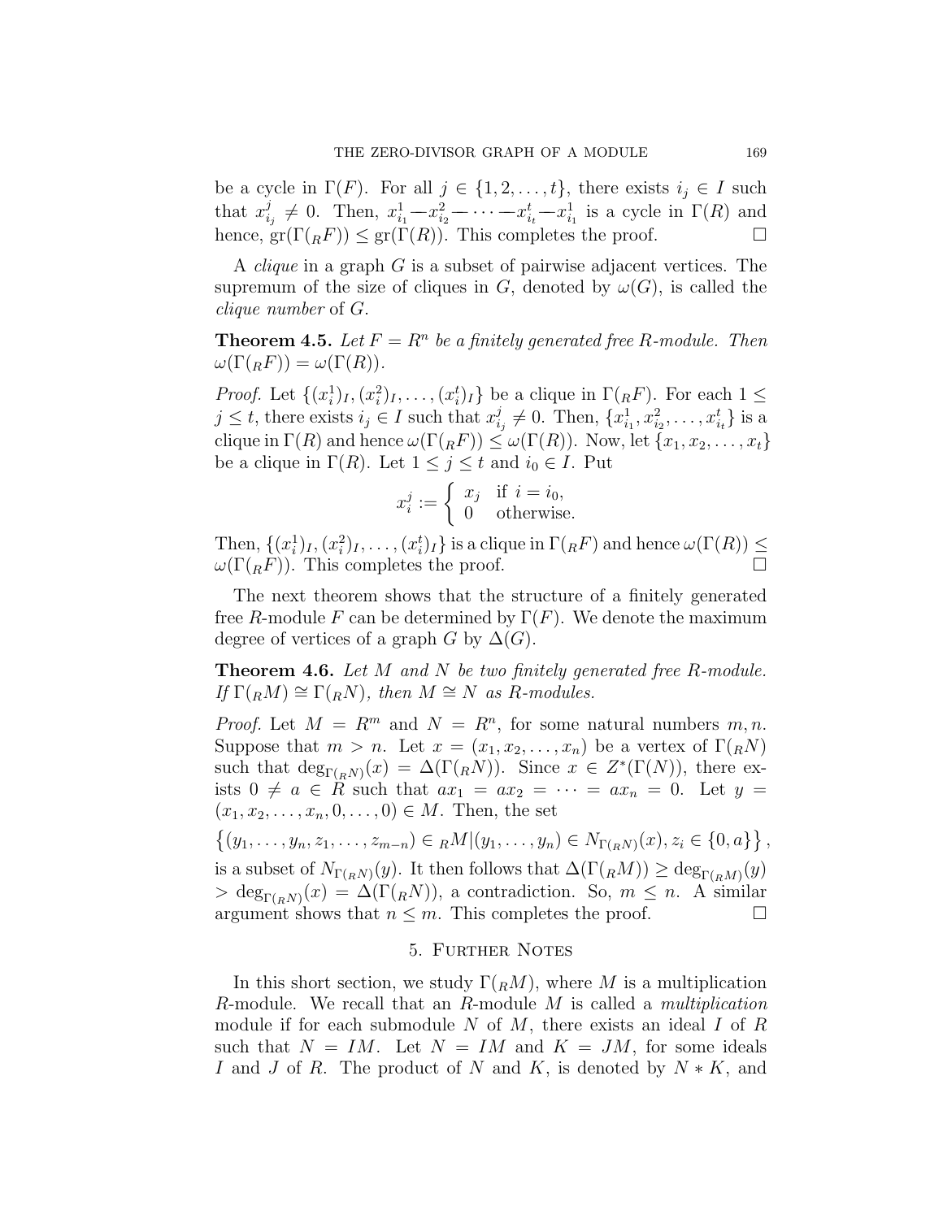be a cycle in $\Gamma(F)$. For all $j \in \{1, 2, \ldots, t\}$, there exists $i_j \in I$ such that $x^j_{i_j} \neq 0$. Then, $x^1_{i_1} — x^2_{i_2} — \cdots — x^t_{i_t} — x^1_{i_1}$ is a cycle in $\Gamma(R)$ and hence, $\mathrm{gr}(\Gamma({}_RF)) \leq \mathrm{gr}(\Gamma(R))$. This completes the proof. $\square$

A *clique* in a graph $G$ is a subset of pairwise adjacent vertices. The supremum of the size of cliques in $G$, denoted by $\omega(G)$, is called the *clique number* of $G$.

**Theorem 4.5.** *Let $F = R^n$ be a finitely generated free $R$-module. Then $\omega(\Gamma({}_RF)) = \omega(\Gamma(R))$.*

*Proof.* Let $\{(x^1_i)_I, (x^2_i)_I, \ldots, (x^t_i)_I\}$ be a clique in $\Gamma({}_RF)$. For each $1 \leq j \leq t$, there exists $i_j \in I$ such that $x^j_{i_j} \neq 0$. Then, $\{x^1_{i_1}, x^2_{i_2}, \ldots, x^t_{i_t}\}$ is a clique in $\Gamma(R)$ and hence $\omega(\Gamma({}_RF)) \leq \omega(\Gamma(R))$. Now, let $\{x_1, x_2, \ldots, x_t\}$ be a clique in $\Gamma(R)$. Let $1 \leq j \leq t$ and $i_0 \in I$. Put

$$x^j_i := \begin{cases} x_j & \text{if } i = i_0, \\ 0 & \text{otherwise.} \end{cases}$$

Then, $\{(x^1_i)_I, (x^2_i)_I, \ldots, (x^t_i)_I\}$ is a clique in $\Gamma({}_RF)$ and hence $\omega(\Gamma(R)) \leq \omega(\Gamma({}_RF))$. This completes the proof. $\square$

The next theorem shows that the structure of a finitely generated free $R$-module $F$ can be determined by $\Gamma(F)$. We denote the maximum degree of vertices of a graph $G$ by $\Delta(G)$.

**Theorem 4.6.** *Let $M$ and $N$ be two finitely generated free $R$-module. If $\Gamma({}_RM) \cong \Gamma({}_RN)$, then $M \cong N$ as $R$-modules.*

*Proof.* Let $M = R^m$ and $N = R^n$, for some natural numbers $m, n$. Suppose that $m > n$. Let $x = (x_1, x_2, \ldots, x_n)$ be a vertex of $\Gamma({}_RN)$ such that $\deg_{\Gamma({}_RN)}(x) = \Delta(\Gamma({}_RN))$. Since $x \in Z^*(\Gamma(N))$, there exists $0 \neq a \in R$ such that $ax_1 = ax_2 = \cdots = ax_n = 0$. Let $y = (x_1, x_2, \ldots, x_n, 0, \ldots, 0) \in M$. Then, the set

$$\left\{(y_1, \ldots, y_n, z_1, \ldots, z_{m-n}) \in {}_RM | (y_1, \ldots, y_n) \in N_{\Gamma({}_RN)}(x), z_i \in \{0, a\}\right\},$$

is a subset of $N_{\Gamma({}_RN)}(y)$. It then follows that $\Delta(\Gamma({}_RM)) \geq \deg_{\Gamma({}_RM)}(y) > \deg_{\Gamma({}_RN)}(x) = \Delta(\Gamma({}_RN))$, a contradiction. So, $m \leq n$. A similar argument shows that $n \leq m$. This completes the proof. $\square$

## 5. Further Notes

In this short section, we study $\Gamma({}_RM)$, where $M$ is a multiplication $R$-module. We recall that an $R$-module $M$ is called a *multiplication* module if for each submodule $N$ of $M$, there exists an ideal $I$ of $R$ such that $N = IM$. Let $N = IM$ and $K = JM$, for some ideals $I$ and $J$ of $R$. The product of $N$ and $K$, is denoted by $N * K$, and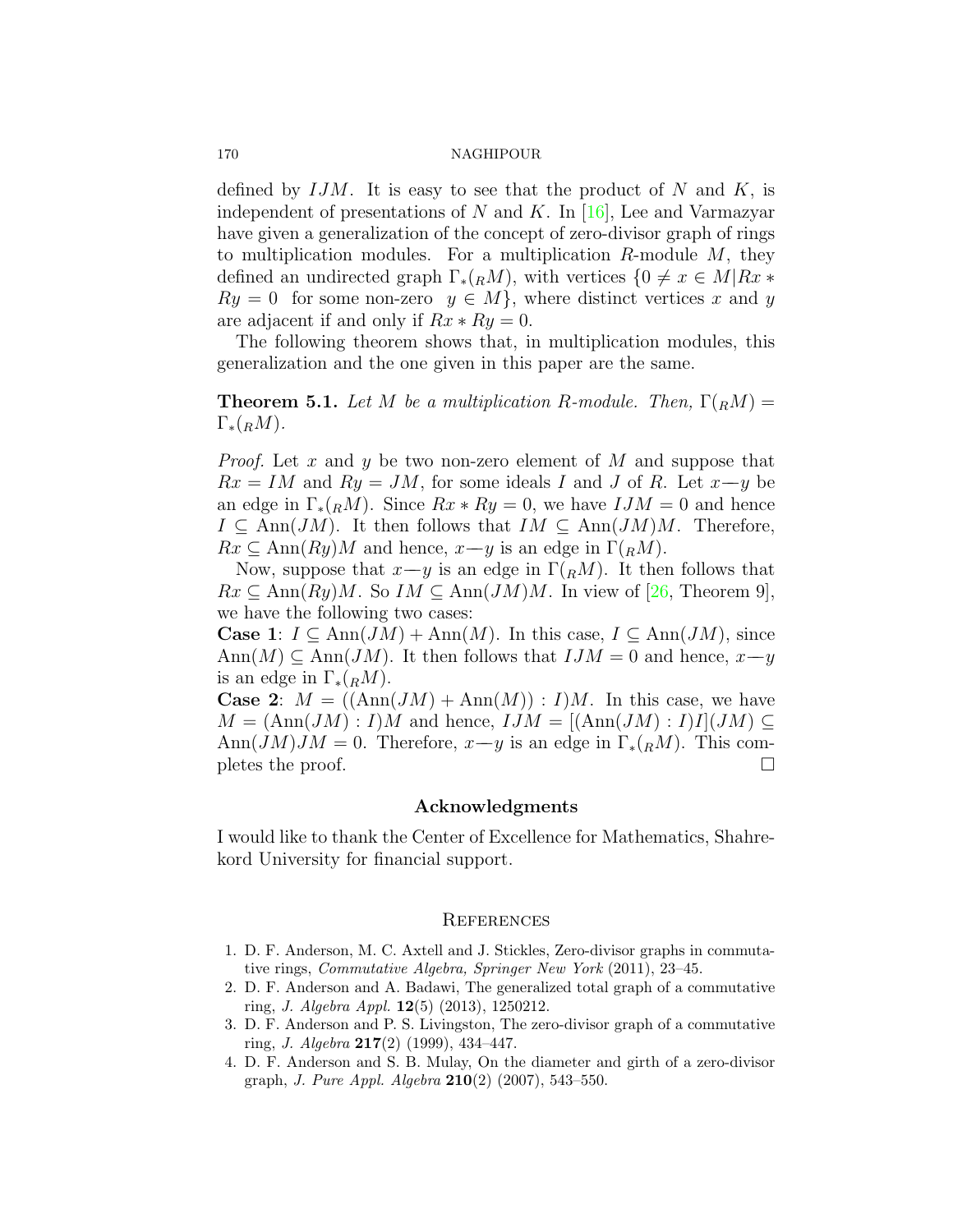defined by $IJM$. It is easy to see that the product of $N$ and $K$, is independent of presentations of $N$ and $K$. In [16], Lee and Varmazyar have given a generalization of the concept of zero-divisor graph of rings to multiplication modules. For a multiplication $R$-module $M$, they defined an undirected graph $\Gamma_*({}_RM)$, with vertices $\{0 \neq x \in M | Rx * Ry = 0 \text{ for some non-zero } y \in M\}$, where distinct vertices $x$ and $y$ are adjacent if and only if $Rx * Ry = 0$.

The following theorem shows that, in multiplication modules, this generalization and the one given in this paper are the same.

**Theorem 5.1.** *Let $M$ be a multiplication $R$-module. Then, $\Gamma({}_RM) = \Gamma_*({}_RM)$.*

*Proof.* Let $x$ and $y$ be two non-zero element of $M$ and suppose that $Rx = IM$ and $Ry = JM$, for some ideals $I$ and $J$ of $R$. Let $x$—$y$ be an edge in $\Gamma_*({}_RM)$. Since $Rx * Ry = 0$, we have $IJM = 0$ and hence $I \subseteq \text{Ann}(JM)$. It then follows that $IM \subseteq \text{Ann}(JM)M$. Therefore, $Rx \subseteq \text{Ann}(Ry)M$ and hence, $x$—$y$ is an edge in $\Gamma({}_RM)$.

Now, suppose that $x$—$y$ is an edge in $\Gamma({}_RM)$. It then follows that $Rx \subseteq \text{Ann}(Ry)M$. So $IM \subseteq \text{Ann}(JM)M$. In view of [26, Theorem 9], we have the following two cases:

**Case 1**: $I \subseteq \text{Ann}(JM) + \text{Ann}(M)$. In this case, $I \subseteq \text{Ann}(JM)$, since $\text{Ann}(M) \subseteq \text{Ann}(JM)$. It then follows that $IJM = 0$ and hence, $x$—$y$ is an edge in $\Gamma_*({}_RM)$.

**Case 2**: $M = ((\text{Ann}(JM) + \text{Ann}(M)) : I)M$. In this case, we have $M = (\text{Ann}(JM) : I)M$ and hence, $IJM = [(\text{Ann}(JM) : I)I](JM) \subseteq \text{Ann}(JM)JM = 0$. Therefore, $x$—$y$ is an edge in $\Gamma_*({}_RM)$. This completes the proof. □

## Acknowledgments

I would like to thank the Center of Excellence for Mathematics, Shahrekord University for financial support.

## References

1. D. F. Anderson, M. C. Axtell and J. Stickles, Zero-divisor graphs in commutative rings, *Commutative Algebra, Springer New York* (2011), 23–45.
2. D. F. Anderson and A. Badawi, The generalized total graph of a commutative ring, *J. Algebra Appl.* **12**(5) (2013), 1250212.
3. D. F. Anderson and P. S. Livingston, The zero-divisor graph of a commutative ring, *J. Algebra* **217**(2) (1999), 434–447.
4. D. F. Anderson and S. B. Mulay, On the diameter and girth of a zero-divisor graph, *J. Pure Appl. Algebra* **210**(2) (2007), 543–550.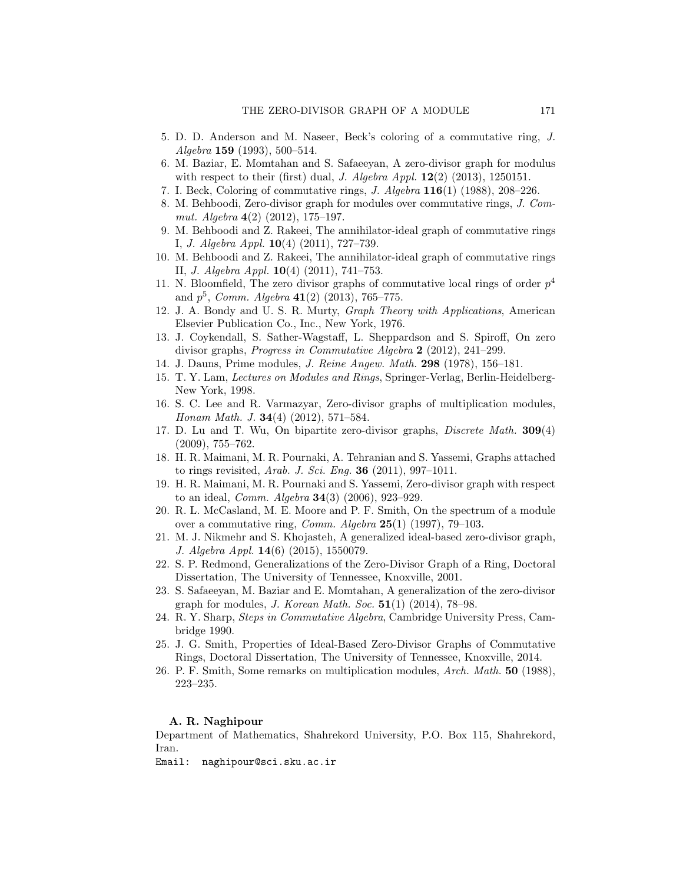5. D. D. Anderson and M. Naseer, Beck's coloring of a commutative ring, *J. Algebra* **159** (1993), 500–514.
6. M. Baziar, E. Momtahan and S. Safaeeyan, A zero-divisor graph for modulus with respect to their (first) dual, *J. Algebra Appl.* **12**(2) (2013), 1250151.
7. I. Beck, Coloring of commutative rings, *J. Algebra* **116**(1) (1988), 208–226.
8. M. Behboodi, Zero-divisor graph for modules over commutative rings, *J. Commut. Algebra* **4**(2) (2012), 175–197.
9. M. Behboodi and Z. Rakeei, The annihilator-ideal graph of commutative rings I, *J. Algebra Appl.* **10**(4) (2011), 727–739.
10. M. Behboodi and Z. Rakeei, The annihilator-ideal graph of commutative rings II, *J. Algebra Appl.* **10**(4) (2011), 741–753.
11. N. Bloomfield, The zero divisor graphs of commutative local rings of order $p^4$ and $p^5$, *Comm. Algebra* **41**(2) (2013), 765–775.
12. J. A. Bondy and U. S. R. Murty, *Graph Theory with Applications*, American Elsevier Publication Co., Inc., New York, 1976.
13. J. Coykendall, S. Sather-Wagstaff, L. Sheppardson and S. Spiroff, On zero divisor graphs, *Progress in Commutative Algebra* **2** (2012), 241–299.
14. J. Dauns, Prime modules, *J. Reine Angew. Math.* **298** (1978), 156–181.
15. T. Y. Lam, *Lectures on Modules and Rings*, Springer-Verlag, Berlin-Heidelberg-New York, 1998.
16. S. C. Lee and R. Varmazyar, Zero-divisor graphs of multiplication modules, *Honam Math. J.* **34**(4) (2012), 571–584.
17. D. Lu and T. Wu, On bipartite zero-divisor graphs, *Discrete Math.* **309**(4) (2009), 755–762.
18. H. R. Maimani, M. R. Pournaki, A. Tehranian and S. Yassemi, Graphs attached to rings revisited, *Arab. J. Sci. Eng.* **36** (2011), 997–1011.
19. H. R. Maimani, M. R. Pournaki and S. Yassemi, Zero-divisor graph with respect to an ideal, *Comm. Algebra* **34**(3) (2006), 923–929.
20. R. L. McCasland, M. E. Moore and P. F. Smith, On the spectrum of a module over a commutative ring, *Comm. Algebra* **25**(1) (1997), 79–103.
21. M. J. Nikmehr and S. Khojasteh, A generalized ideal-based zero-divisor graph, *J. Algebra Appl.* **14**(6) (2015), 1550079.
22. S. P. Redmond, Generalizations of the Zero-Divisor Graph of a Ring, Doctoral Dissertation, The University of Tennessee, Knoxville, 2001.
23. S. Safaeeyan, M. Baziar and E. Momtahan, A generalization of the zero-divisor graph for modules, *J. Korean Math. Soc.* **51**(1) (2014), 78–98.
24. R. Y. Sharp, *Steps in Commutative Algebra*, Cambridge University Press, Cambridge 1990.
25. J. G. Smith, Properties of Ideal-Based Zero-Divisor Graphs of Commutative Rings, Doctoral Dissertation, The University of Tennessee, Knoxville, 2014.
26. P. F. Smith, Some remarks on multiplication modules, *Arch. Math.* **50** (1988), 223–235.

**A. R. Naghipour**

Department of Mathematics, Shahrekord University, P.O. Box 115, Shahrekord, Iran.

Email: naghipour@sci.sku.ac.ir